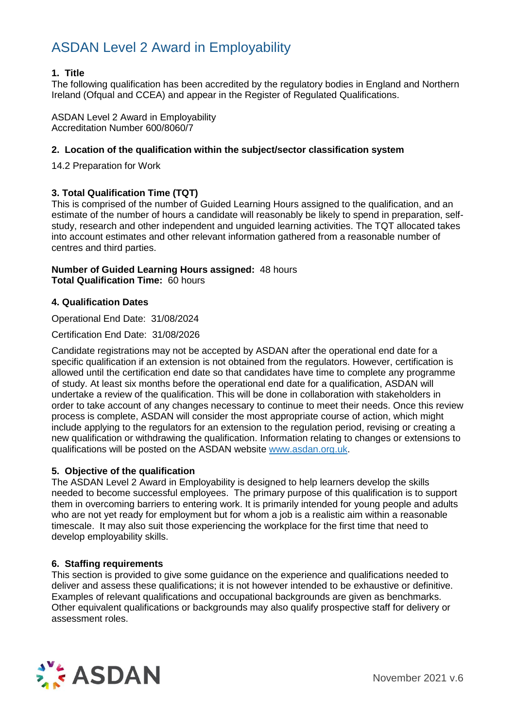# ASDAN Level 2 Award in Employability

## 1. Title

The following qualification has been accredited by the regulatory bodies in England and Northern Ireland (Ofqual and CCEA) and appear in the Register of Regulated Qualifications.

ASDAN Level 2 Award in Employability
Accreditation Number 600/8060/7

## 2. Location of the qualification within the subject/sector classification system

14.2 Preparation for Work

## 3. Total Qualification Time (TQT)

This is comprised of the number of Guided Learning Hours assigned to the qualification, and an estimate of the number of hours a candidate will reasonably be likely to spend in preparation, self-study, research and other independent and unguided learning activities. The TQT allocated takes into account estimates and other relevant information gathered from a reasonable number of centres and third parties.

**Number of Guided Learning Hours assigned:** 48 hours
**Total Qualification Time:** 60 hours

## 4. Qualification Dates

Operational End Date: 31/08/2024

Certification End Date: 31/08/2026

Candidate registrations may not be accepted by ASDAN after the operational end date for a specific qualification if an extension is not obtained from the regulators. However, certification is allowed until the certification end date so that candidates have time to complete any programme of study. At least six months before the operational end date for a qualification, ASDAN will undertake a review of the qualification. This will be done in collaboration with stakeholders in order to take account of any changes necessary to continue to meet their needs. Once this review process is complete, ASDAN will consider the most appropriate course of action, which might include applying to the regulators for an extension to the regulation period, revising or creating a new qualification or withdrawing the qualification. Information relating to changes or extensions to qualifications will be posted on the ASDAN website www.asdan.org.uk.

## 5. Objective of the qualification

The ASDAN Level 2 Award in Employability is designed to help learners develop the skills needed to become successful employees. The primary purpose of this qualification is to support them in overcoming barriers to entering work. It is primarily intended for young people and adults who are not yet ready for employment but for whom a job is a realistic aim within a reasonable timescale. It may also suit those experiencing the workplace for the first time that need to develop employability skills.

## 6. Staffing requirements

This section is provided to give some guidance on the experience and qualifications needed to deliver and assess these qualifications; it is not however intended to be exhaustive or definitive. Examples of relevant qualifications and occupational backgrounds are given as benchmarks. Other equivalent qualifications or backgrounds may also qualify prospective staff for delivery or assessment roles.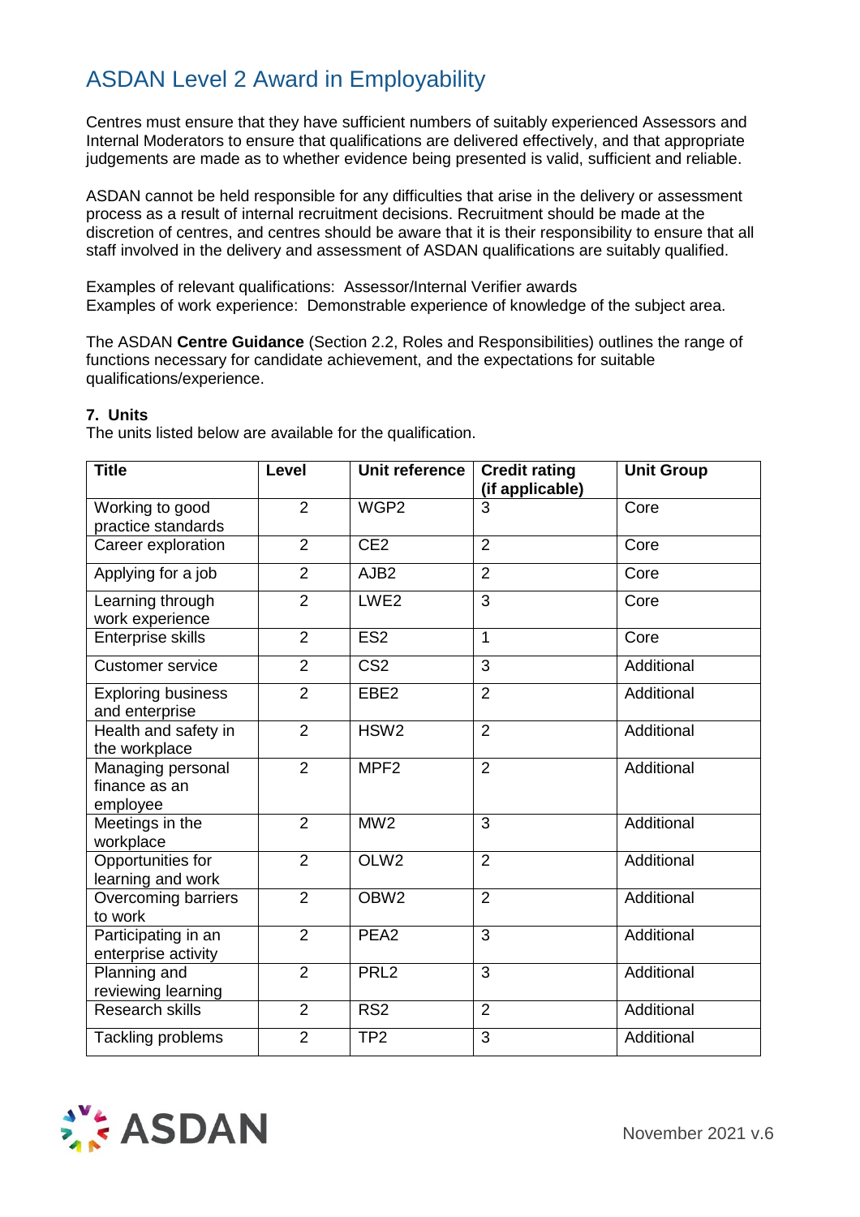# ASDAN Level 2 Award in Employability

Centres must ensure that they have sufficient numbers of suitably experienced Assessors and Internal Moderators to ensure that qualifications are delivered effectively, and that appropriate judgements are made as to whether evidence being presented is valid, sufficient and reliable.

ASDAN cannot be held responsible for any difficulties that arise in the delivery or assessment process as a result of internal recruitment decisions. Recruitment should be made at the discretion of centres, and centres should be aware that it is their responsibility to ensure that all staff involved in the delivery and assessment of ASDAN qualifications are suitably qualified.

Examples of relevant qualifications: Assessor/Internal Verifier awards
Examples of work experience: Demonstrable experience of knowledge of the subject area.

The ASDAN **Centre Guidance** (Section 2.2, Roles and Responsibilities) outlines the range of functions necessary for candidate achievement, and the expectations for suitable qualifications/experience.

**7. Units**
The units listed below are available for the qualification.

| Title | Level | Unit reference | Credit rating (if applicable) | Unit Group |
|---|---|---|---|---|
| Working to good practice standards | 2 | WGP2 | 3 | Core |
| Career exploration | 2 | CE2 | 2 | Core |
| Applying for a job | 2 | AJB2 | 2 | Core |
| Learning through work experience | 2 | LWE2 | 3 | Core |
| Enterprise skills | 2 | ES2 | 1 | Core |
| Customer service | 2 | CS2 | 3 | Additional |
| Exploring business and enterprise | 2 | EBE2 | 2 | Additional |
| Health and safety in the workplace | 2 | HSW2 | 2 | Additional |
| Managing personal finance as an employee | 2 | MPF2 | 2 | Additional |
| Meetings in the workplace | 2 | MW2 | 3 | Additional |
| Opportunities for learning and work | 2 | OLW2 | 2 | Additional |
| Overcoming barriers to work | 2 | OBW2 | 2 | Additional |
| Participating in an enterprise activity | 2 | PEA2 | 3 | Additional |
| Planning and reviewing learning | 2 | PRL2 | 3 | Additional |
| Research skills | 2 | RS2 | 2 | Additional |
| Tackling problems | 2 | TP2 | 3 | Additional |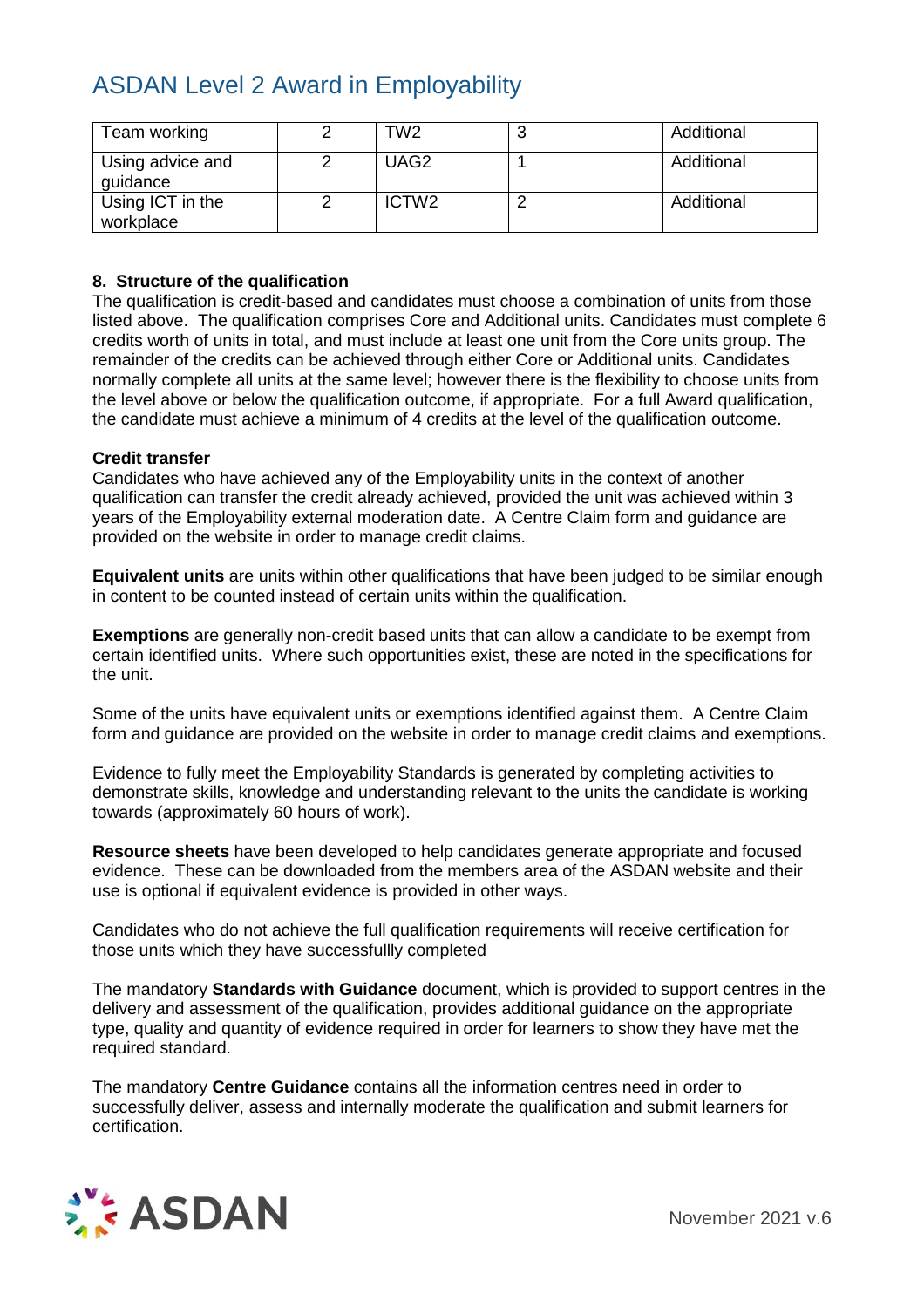| Team working | 2 | TW2 | 3 | Additional |
| --- | --- | --- | --- | --- |
| Using advice and guidance | 2 | UAG2 | 1 | Additional |
| Using ICT in the workplace | 2 | ICTW2 | 2 | Additional |

**8. Structure of the qualification**

The qualification is credit-based and candidates must choose a combination of units from those listed above. The qualification comprises Core and Additional units. Candidates must complete 6 credits worth of units in total, and must include at least one unit from the Core units group. The remainder of the credits can be achieved through either Core or Additional units. Candidates normally complete all units at the same level; however there is the flexibility to choose units from the level above or below the qualification outcome, if appropriate. For a full Award qualification, the candidate must achieve a minimum of 4 credits at the level of the qualification outcome.

**Credit transfer**

Candidates who have achieved any of the Employability units in the context of another qualification can transfer the credit already achieved, provided the unit was achieved within 3 years of the Employability external moderation date. A Centre Claim form and guidance are provided on the website in order to manage credit claims.

**Equivalent units** are units within other qualifications that have been judged to be similar enough in content to be counted instead of certain units within the qualification.

**Exemptions** are generally non-credit based units that can allow a candidate to be exempt from certain identified units. Where such opportunities exist, these are noted in the specifications for the unit.

Some of the units have equivalent units or exemptions identified against them. A Centre Claim form and guidance are provided on the website in order to manage credit claims and exemptions.

Evidence to fully meet the Employability Standards is generated by completing activities to demonstrate skills, knowledge and understanding relevant to the units the candidate is working towards (approximately 60 hours of work).

**Resource sheets** have been developed to help candidates generate appropriate and focused evidence. These can be downloaded from the members area of the ASDAN website and their use is optional if equivalent evidence is provided in other ways.

Candidates who do not achieve the full qualification requirements will receive certification for those units which they have successfullly completed

The mandatory **Standards with Guidance** document, which is provided to support centres in the delivery and assessment of the qualification, provides additional guidance on the appropriate type, quality and quantity of evidence required in order for learners to show they have met the required standard.

The mandatory **Centre Guidance** contains all the information centres need in order to successfully deliver, assess and internally moderate the qualification and submit learners for certification.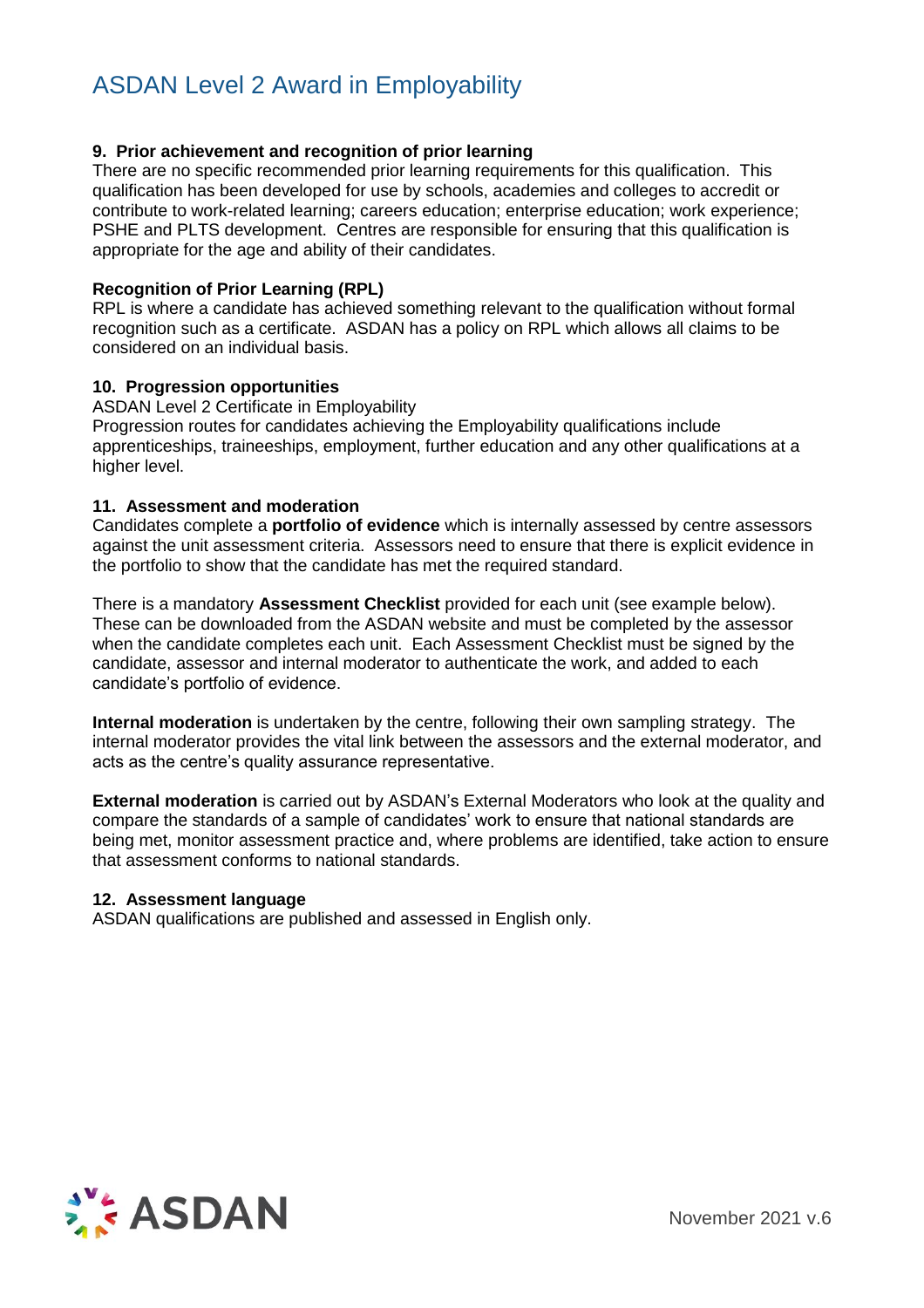## 9. Prior achievement and recognition of prior learning

There are no specific recommended prior learning requirements for this qualification. This qualification has been developed for use by schools, academies and colleges to accredit or contribute to work-related learning; careers education; enterprise education; work experience; PSHE and PLTS development. Centres are responsible for ensuring that this qualification is appropriate for the age and ability of their candidates.

### Recognition of Prior Learning (RPL)

RPL is where a candidate has achieved something relevant to the qualification without formal recognition such as a certificate. ASDAN has a policy on RPL which allows all claims to be considered on an individual basis.

## 10. Progression opportunities

ASDAN Level 2 Certificate in Employability

Progression routes for candidates achieving the Employability qualifications include apprenticeships, traineeships, employment, further education and any other qualifications at a higher level.

## 11. Assessment and moderation

Candidates complete a **portfolio of evidence** which is internally assessed by centre assessors against the unit assessment criteria. Assessors need to ensure that there is explicit evidence in the portfolio to show that the candidate has met the required standard.

There is a mandatory **Assessment Checklist** provided for each unit (see example below). These can be downloaded from the ASDAN website and must be completed by the assessor when the candidate completes each unit. Each Assessment Checklist must be signed by the candidate, assessor and internal moderator to authenticate the work, and added to each candidate's portfolio of evidence.

**Internal moderation** is undertaken by the centre, following their own sampling strategy. The internal moderator provides the vital link between the assessors and the external moderator, and acts as the centre's quality assurance representative.

**External moderation** is carried out by ASDAN's External Moderators who look at the quality and compare the standards of a sample of candidates' work to ensure that national standards are being met, monitor assessment practice and, where problems are identified, take action to ensure that assessment conforms to national standards.

## 12. Assessment language

ASDAN qualifications are published and assessed in English only.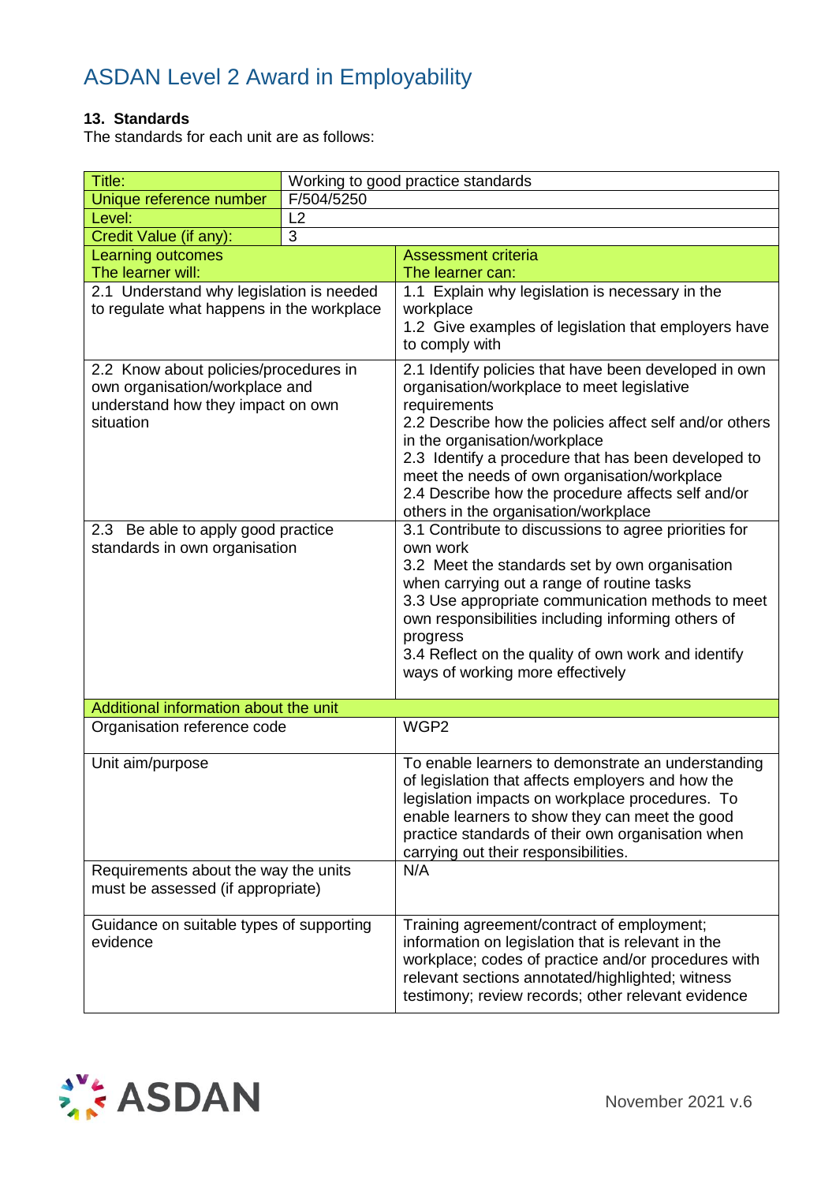# ASDAN Level 2 Award in Employability

**13. Standards**
The standards for each unit are as follows:

| Title: | Working to good practice standards |
|---|---|
| Unique reference number | F/504/5250 |
| Level: | L2 |
| Credit Value (if any): | 3 |
| **Learning outcomes** The learner will: | **Assessment criteria** The learner can: |
| 2.1 Understand why legislation is needed to regulate what happens in the workplace | 1.1 Explain why legislation is necessary in the workplace<br>1.2 Give examples of legislation that employers have to comply with |
| 2.2 Know about policies/procedures in own organisation/workplace and understand how they impact on own situation | 2.1 Identify policies that have been developed in own organisation/workplace to meet legislative requirements<br>2.2 Describe how the policies affect self and/or others in the organisation/workplace<br>2.3 Identify a procedure that has been developed to meet the needs of own organisation/workplace<br>2.4 Describe how the procedure affects self and/or others in the organisation/workplace |
| 2.3 Be able to apply good practice standards in own organisation | 3.1 Contribute to discussions to agree priorities for own work<br>3.2 Meet the standards set by own organisation when carrying out a range of routine tasks<br>3.3 Use appropriate communication methods to meet own responsibilities including informing others of progress<br>3.4 Reflect on the quality of own work and identify ways of working more effectively |
| **Additional information about the unit** | |
| Organisation reference code | WGP2 |
| Unit aim/purpose | To enable learners to demonstrate an understanding of legislation that affects employers and how the legislation impacts on workplace procedures. To enable learners to show they can meet the good practice standards of their own organisation when carrying out their responsibilities. |
| Requirements about the way the units must be assessed (if appropriate) | N/A |
| Guidance on suitable types of supporting evidence | Training agreement/contract of employment; information on legislation that is relevant in the workplace; codes of practice and/or procedures with relevant sections annotated/highlighted; witness testimony; review records; other relevant evidence |

November 2021 v.6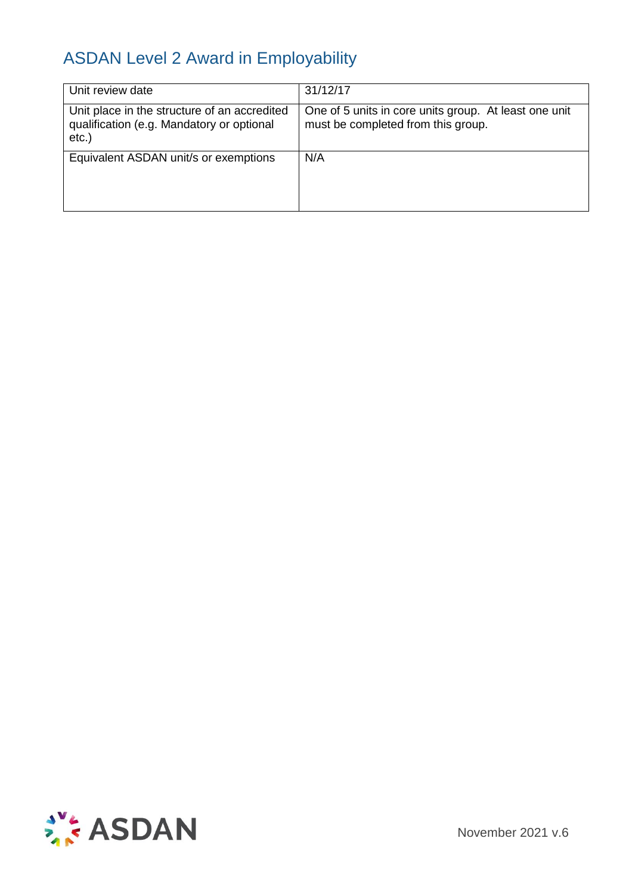## ASDAN Level 2 Award in Employability

| | |
|---|---|
| Unit review date | 31/12/17 |
| Unit place in the structure of an accredited qualification (e.g. Mandatory or optional etc.) | One of 5 units in core units group. At least one unit must be completed from this group. |
| Equivalent ASDAN unit/s or exemptions | N/A |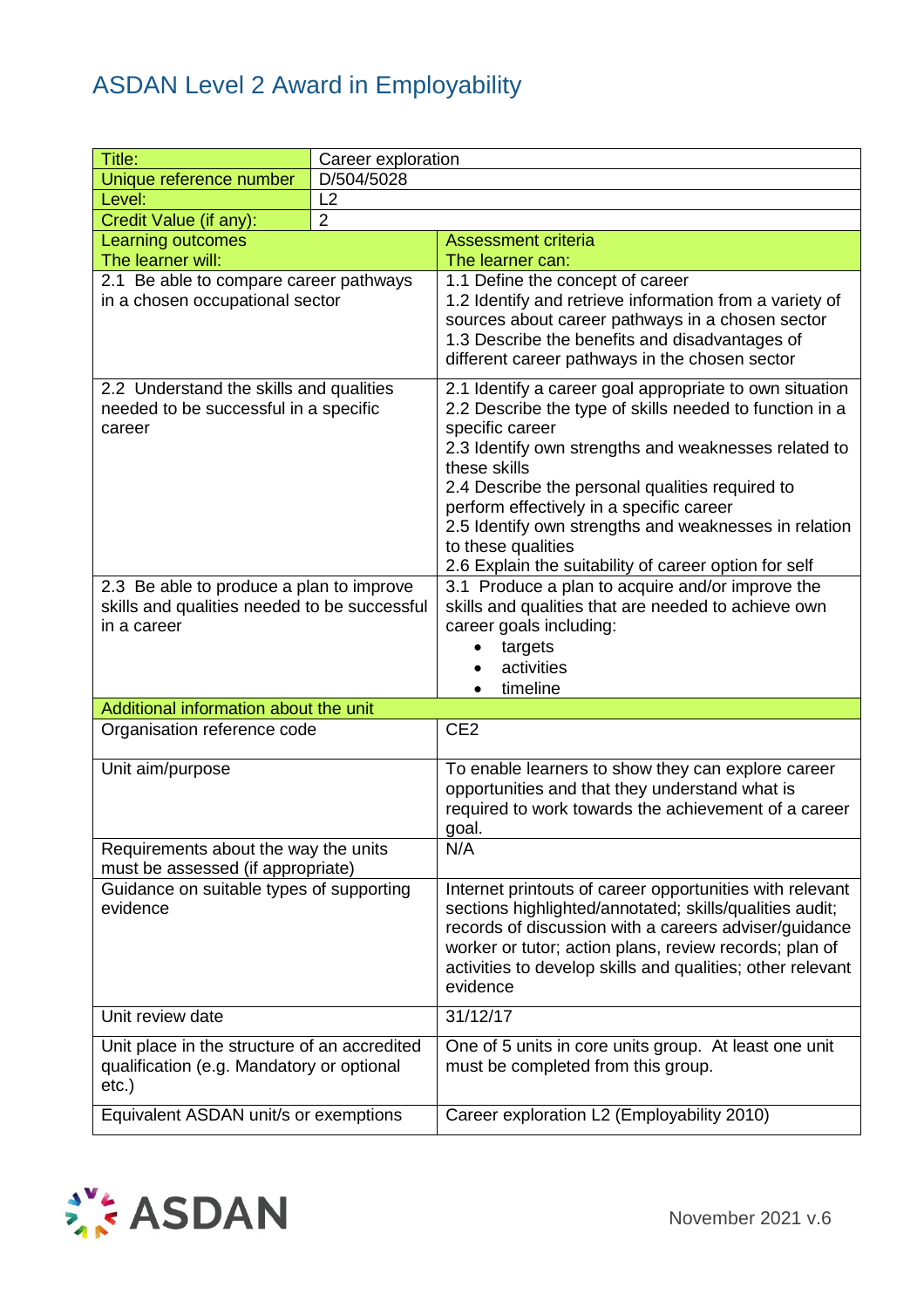# ASDAN Level 2 Award in Employability

| Title: | Career exploration |
|---|---|
| Unique reference number | D/504/5028 |
| Level: | L2 |
| Credit Value (if any): | 2 |

| Learning outcomes<br>The learner will: | Assessment criteria<br>The learner can: |
|---|---|
| 2.1 Be able to compare career pathways in a chosen occupational sector | 1.1 Define the concept of career<br>1.2 Identify and retrieve information from a variety of sources about career pathways in a chosen sector<br>1.3 Describe the benefits and disadvantages of different career pathways in the chosen sector |
| 2.2 Understand the skills and qualities needed to be successful in a specific career | 2.1 Identify a career goal appropriate to own situation<br>2.2 Describe the type of skills needed to function in a specific career<br>2.3 Identify own strengths and weaknesses related to these skills<br>2.4 Describe the personal qualities required to perform effectively in a specific career<br>2.5 Identify own strengths and weaknesses in relation to these qualities<br>2.6 Explain the suitability of career option for self |
| 2.3 Be able to produce a plan to improve skills and qualities needed to be successful in a career | 3.1 Produce a plan to acquire and/or improve the skills and qualities that are needed to achieve own career goals including:<br>• targets<br>• activities<br>• timeline |
| **Additional information about the unit** | |
| Organisation reference code | CE2 |
| Unit aim/purpose | To enable learners to show they can explore career opportunities and that they understand what is required to work towards the achievement of a career goal. |
| Requirements about the way the units must be assessed (if appropriate) | N/A |
| Guidance on suitable types of supporting evidence | Internet printouts of career opportunities with relevant sections highlighted/annotated; skills/qualities audit; records of discussion with a careers adviser/guidance worker or tutor; action plans, review records; plan of activities to develop skills and qualities; other relevant evidence |
| Unit review date | 31/12/17 |
| Unit place in the structure of an accredited qualification (e.g. Mandatory or optional etc.) | One of 5 units in core units group. At least one unit must be completed from this group. |
| Equivalent ASDAN unit/s or exemptions | Career exploration L2 (Employability 2010) |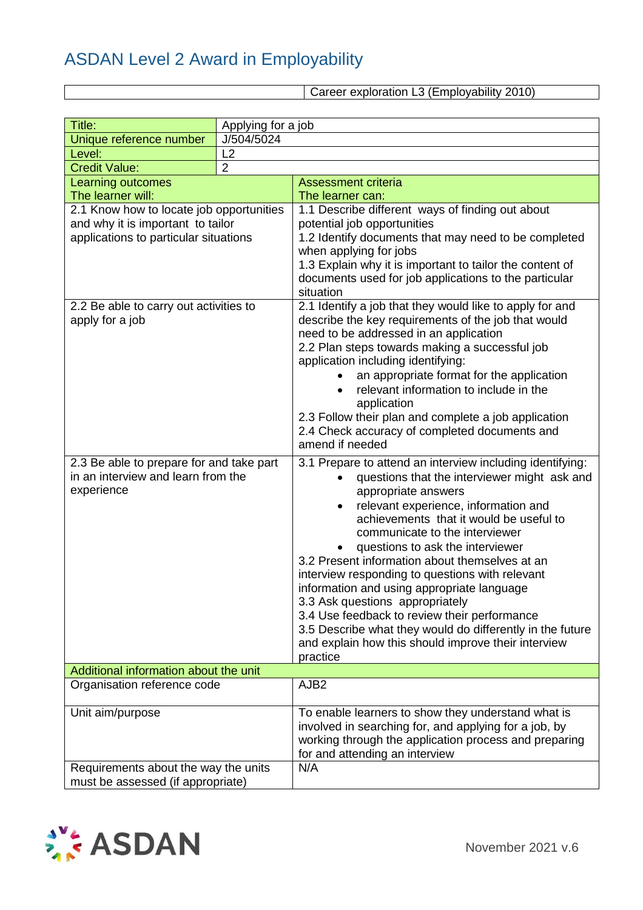# ASDAN Level 2 Award in Employability

| | Career exploration L3 (Employability 2010) |
|---|---|

| Title: | Applying for a job |
|---|---|
| Unique reference number | J/504/5024 |
| Level: | L2 |
| Credit Value: | 2 |
| **Learning outcomes**<br>The learner will: | **Assessment criteria**<br>The learner can: |
| 2.1 Know how to locate job opportunities and why it is important to tailor applications to particular situations | 1.1 Describe different ways of finding out about potential job opportunities<br>1.2 Identify documents that may need to be completed when applying for jobs<br>1.3 Explain why it is important to tailor the content of documents used for job applications to the particular situation |
| 2.2 Be able to carry out activities to apply for a job | 2.1 Identify a job that they would like to apply for and describe the key requirements of the job that would need to be addressed in an application<br>2.2 Plan steps towards making a successful job application including identifying:<br>• an appropriate format for the application<br>• relevant information to include in the application<br>2.3 Follow their plan and complete a job application<br>2.4 Check accuracy of completed documents and amend if needed |
| 2.3 Be able to prepare for and take part in an interview and learn from the experience | 3.1 Prepare to attend an interview including identifying:<br>• questions that the interviewer might ask and appropriate answers<br>• relevant experience, information and achievements that it would be useful to communicate to the interviewer<br>• questions to ask the interviewer<br>3.2 Present information about themselves at an interview responding to questions with relevant information and using appropriate language<br>3.3 Ask questions appropriately<br>3.4 Use feedback to review their performance<br>3.5 Describe what they would do differently in the future and explain how this should improve their interview practice |
| **Additional information about the unit** | |
| Organisation reference code | AJB2 |
| Unit aim/purpose | To enable learners to show they understand what is involved in searching for, and applying for a job, by working through the application process and preparing for and attending an interview |
| Requirements about the way the units must be assessed (if appropriate) | N/A |

November 2021 v.6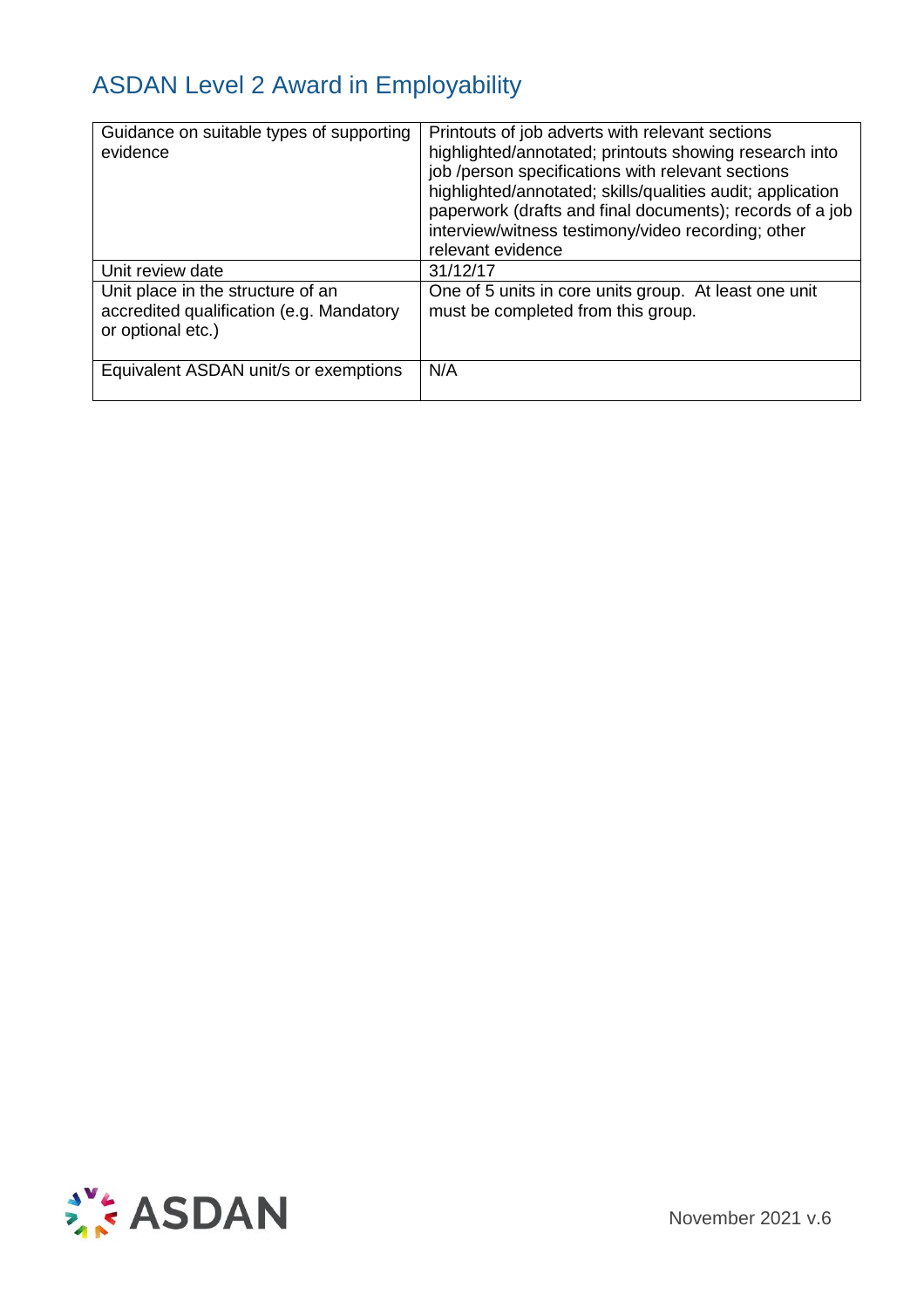| Guidance on suitable types of supporting evidence | Printouts of job adverts with relevant sections highlighted/annotated; printouts showing research into job /person specifications with relevant sections highlighted/annotated; skills/qualities audit; application paperwork (drafts and final documents); records of a job interview/witness testimony/video recording; other relevant evidence |
|---|---|
| Unit review date | 31/12/17 |
| Unit place in the structure of an accredited qualification (e.g. Mandatory or optional etc.) | One of 5 units in core units group. At least one unit must be completed from this group. |
| Equivalent ASDAN unit/s or exemptions | N/A |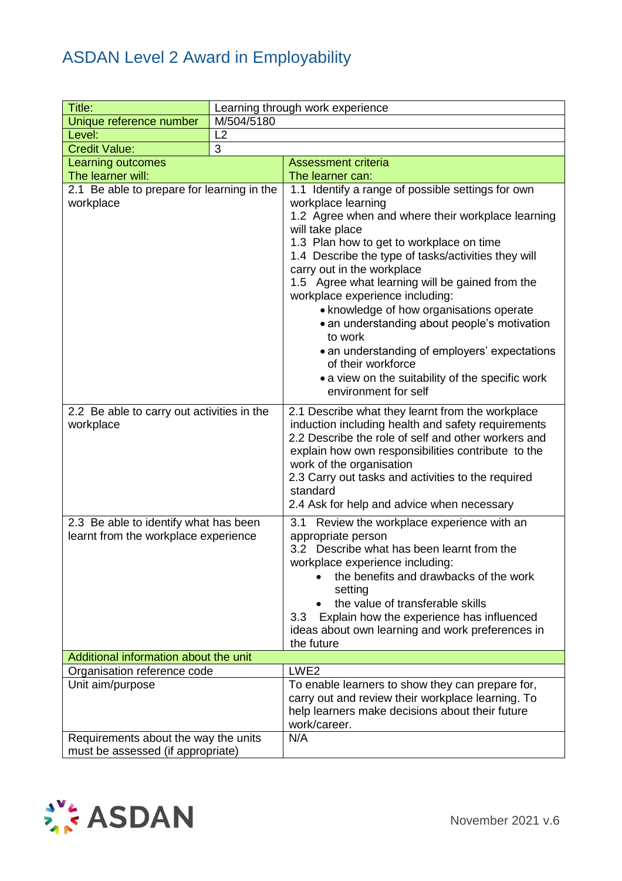# ASDAN Level 2 Award in Employability

| Title: | Learning through work experience |
|---|---|
| Unique reference number | M/504/5180 |
| Level: | L2 |
| Credit Value: | 3 |

| Learning outcomes<br>The learner will: | Assessment criteria<br>The learner can: |
|---|---|
| 2.1 Be able to prepare for learning in the workplace | 1.1 Identify a range of possible settings for own workplace learning<br>1.2 Agree when and where their workplace learning will take place<br>1.3 Plan how to get to workplace on time<br>1.4 Describe the type of tasks/activities they will carry out in the workplace<br>1.5 Agree what learning will be gained from the workplace experience including:<br>• knowledge of how organisations operate<br>• an understanding about people's motivation to work<br>• an understanding of employers' expectations of their workforce<br>• a view on the suitability of the specific work environment for self |
| 2.2 Be able to carry out activities in the workplace | 2.1 Describe what they learnt from the workplace induction including health and safety requirements<br>2.2 Describe the role of self and other workers and explain how own responsibilities contribute to the work of the organisation<br>2.3 Carry out tasks and activities to the required standard<br>2.4 Ask for help and advice when necessary |
| 2.3 Be able to identify what has been learnt from the workplace experience | 3.1 Review the workplace experience with an appropriate person<br>3.2 Describe what has been learnt from the workplace experience including:<br>• the benefits and drawbacks of the work setting<br>• the value of transferable skills<br>3.3 Explain how the experience has influenced ideas about own learning and work preferences in the future |
| **Additional information about the unit** | |
| Organisation reference code | LWE2 |
| Unit aim/purpose | To enable learners to show they can prepare for, carry out and review their workplace learning. To help learners make decisions about their future work/career. |
| Requirements about the way the units must be assessed (if appropriate) | N/A |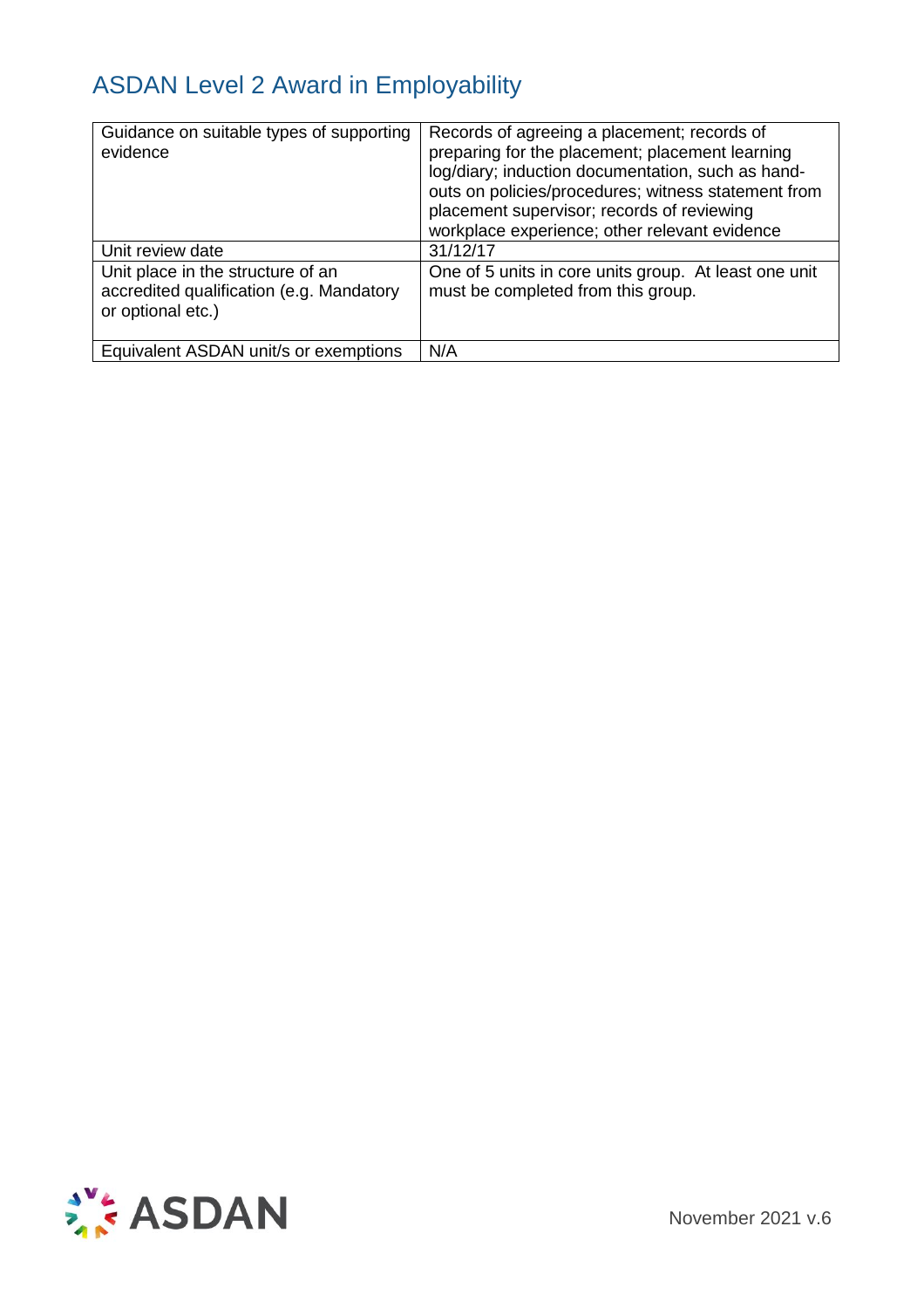| Guidance on suitable types of supporting evidence | Records of agreeing a placement; records of preparing for the placement; placement learning log/diary; induction documentation, such as hand-outs on policies/procedures; witness statement from placement supervisor; records of reviewing workplace experience; other relevant evidence |
| --- | --- |
| Unit review date | 31/12/17 |
| Unit place in the structure of an accredited qualification (e.g. Mandatory or optional etc.) | One of 5 units in core units group. At least one unit must be completed from this group. |
| Equivalent ASDAN unit/s or exemptions | N/A |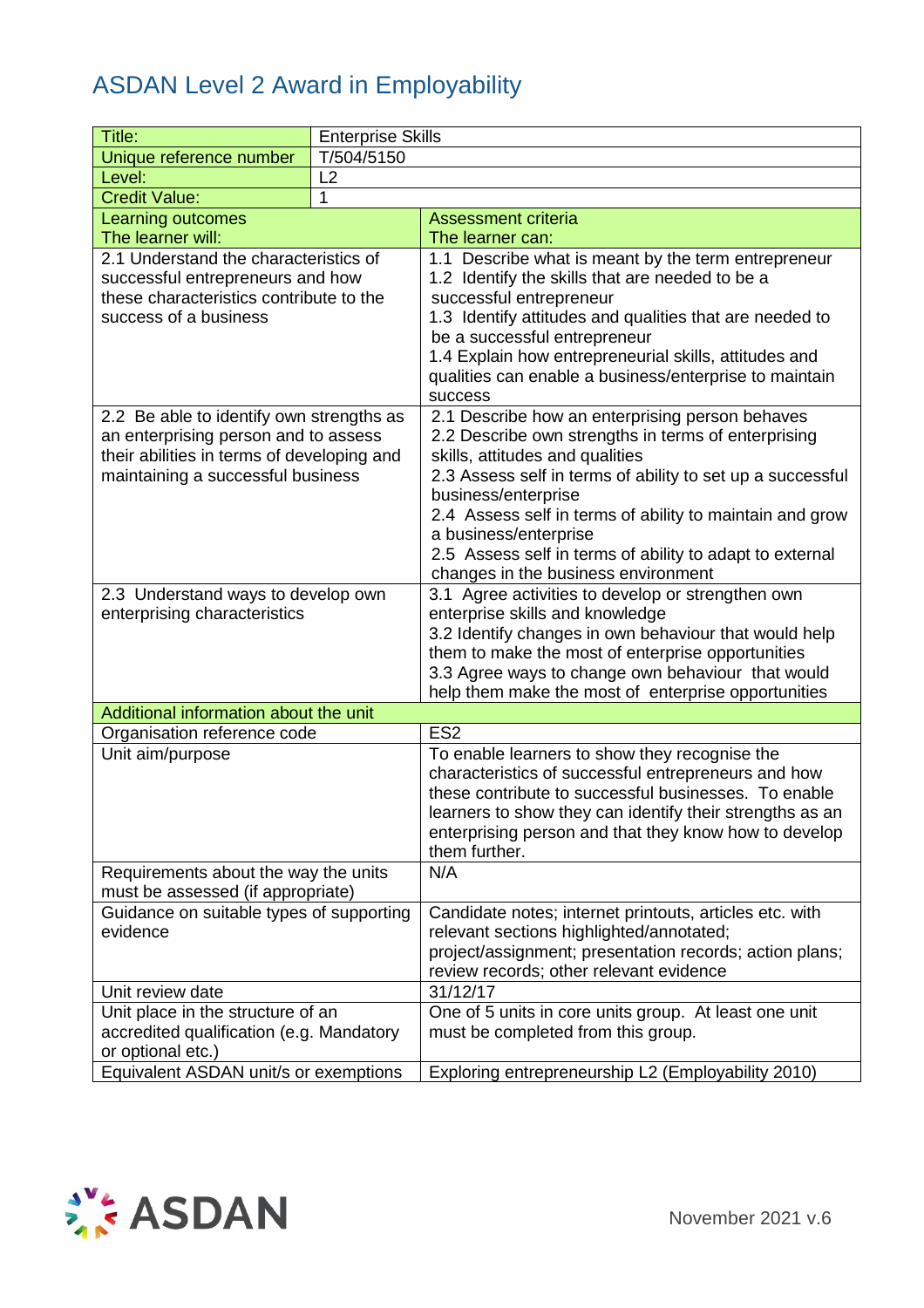# ASDAN Level 2 Award in Employability

| Title: | Enterprise Skills |
|---|---|
| Unique reference number | T/504/5150 |
| Level: | L2 |
| Credit Value: | 1 |

| Learning outcomes<br>The learner will: | Assessment criteria<br>The learner can: |
|---|---|
| 2.1 Understand the characteristics of successful entrepreneurs and how these characteristics contribute to the success of a business | 1.1 Describe what is meant by the term entrepreneur<br>1.2 Identify the skills that are needed to be a successful entrepreneur<br>1.3 Identify attitudes and qualities that are needed to be a successful entrepreneur<br>1.4 Explain how entrepreneurial skills, attitudes and qualities can enable a business/enterprise to maintain success |
| 2.2 Be able to identify own strengths as an enterprising person and to assess their abilities in terms of developing and maintaining a successful business | 2.1 Describe how an enterprising person behaves<br>2.2 Describe own strengths in terms of enterprising skills, attitudes and qualities<br>2.3 Assess self in terms of ability to set up a successful business/enterprise<br>2.4 Assess self in terms of ability to maintain and grow a business/enterprise<br>2.5 Assess self in terms of ability to adapt to external changes in the business environment |
| 2.3 Understand ways to develop own enterprising characteristics | 3.1 Agree activities to develop or strengthen own enterprise skills and knowledge<br>3.2 Identify changes in own behaviour that would help them to make the most of enterprise opportunities<br>3.3 Agree ways to change own behaviour that would help them make the most of enterprise opportunities |
| **Additional information about the unit** | |
| Organisation reference code | ES2 |
| Unit aim/purpose | To enable learners to show they recognise the characteristics of successful entrepreneurs and how these contribute to successful businesses. To enable learners to show they can identify their strengths as an enterprising person and that they know how to develop them further. |
| Requirements about the way the units must be assessed (if appropriate) | N/A |
| Guidance on suitable types of supporting evidence | Candidate notes; internet printouts, articles etc. with relevant sections highlighted/annotated; project/assignment; presentation records; action plans; review records; other relevant evidence |
| Unit review date | 31/12/17 |
| Unit place in the structure of an accredited qualification (e.g. Mandatory or optional etc.) | One of 5 units in core units group. At least one unit must be completed from this group. |
| Equivalent ASDAN unit/s or exemptions | Exploring entrepreneurship L2 (Employability 2010) |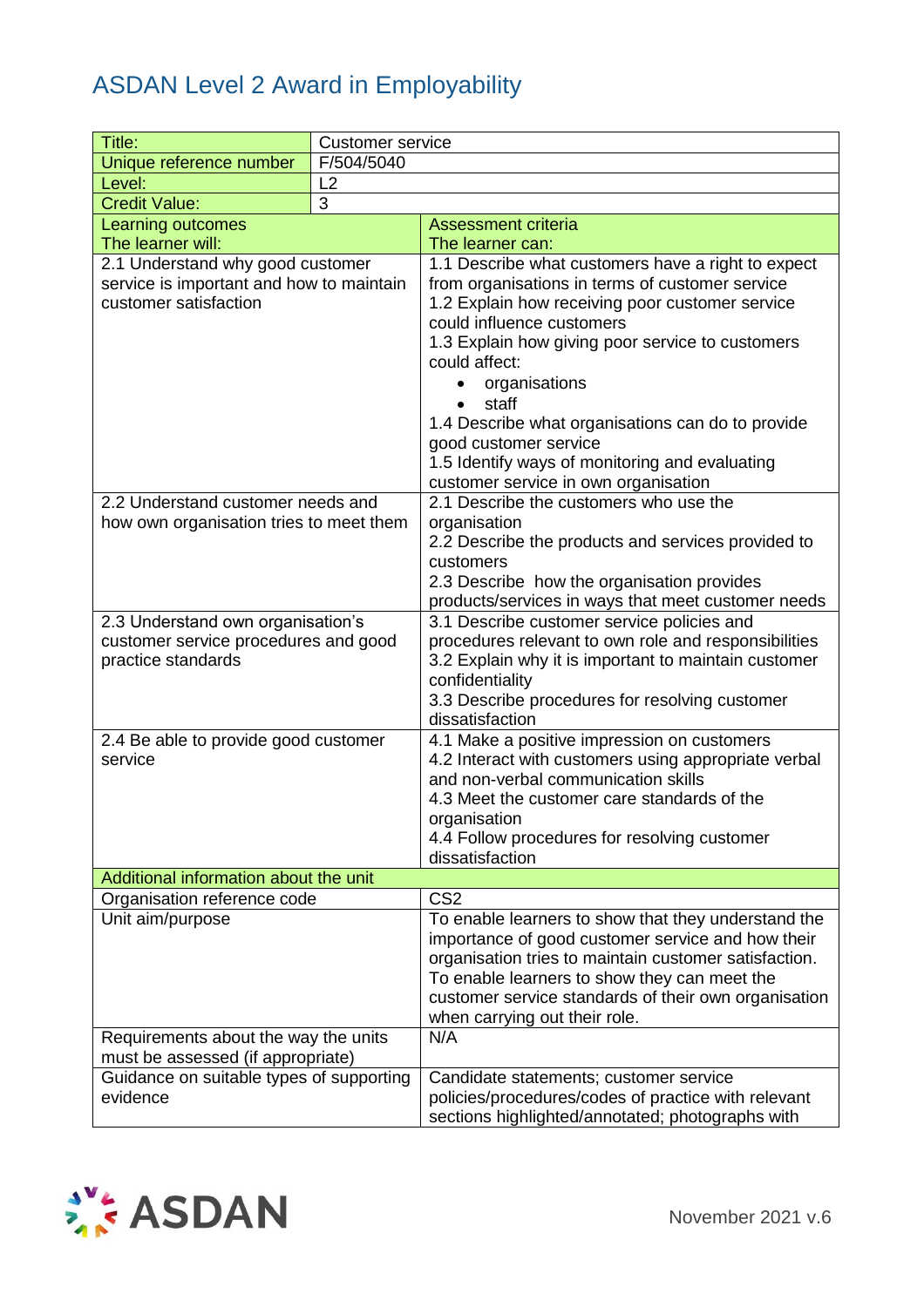# ASDAN Level 2 Award in Employability

| Title: | Customer service |
|---|---|
| Unique reference number | F/504/5040 |
| Level: | L2 |
| Credit Value: | 3 |

| Learning outcomes<br>The learner will: | Assessment criteria<br>The learner can: |
|---|---|
| 2.1 Understand why good customer service is important and how to maintain customer satisfaction | 1.1 Describe what customers have a right to expect from organisations in terms of customer service<br>1.2 Explain how receiving poor customer service could influence customers<br>1.3 Explain how giving poor service to customers could affect:<br>• organisations<br>• staff<br>1.4 Describe what organisations can do to provide good customer service<br>1.5 Identify ways of monitoring and evaluating customer service in own organisation |
| 2.2 Understand customer needs and how own organisation tries to meet them | 2.1 Describe the customers who use the organisation<br>2.2 Describe the products and services provided to customers<br>2.3 Describe how the organisation provides products/services in ways that meet customer needs |
| 2.3 Understand own organisation's customer service procedures and good practice standards | 3.1 Describe customer service policies and procedures relevant to own role and responsibilities<br>3.2 Explain why it is important to maintain customer confidentiality<br>3.3 Describe procedures for resolving customer dissatisfaction |
| 2.4 Be able to provide good customer service | 4.1 Make a positive impression on customers<br>4.2 Interact with customers using appropriate verbal and non-verbal communication skills<br>4.3 Meet the customer care standards of the organisation<br>4.4 Follow procedures for resolving customer dissatisfaction |
| **Additional information about the unit** | |
| Organisation reference code | CS2 |
| Unit aim/purpose | To enable learners to show that they understand the importance of good customer service and how their organisation tries to maintain customer satisfaction. To enable learners to show they can meet the customer service standards of their own organisation when carrying out their role. |
| Requirements about the way the units must be assessed (if appropriate) | N/A |
| Guidance on suitable types of supporting evidence | Candidate statements; customer service policies/procedures/codes of practice with relevant sections highlighted/annotated; photographs with |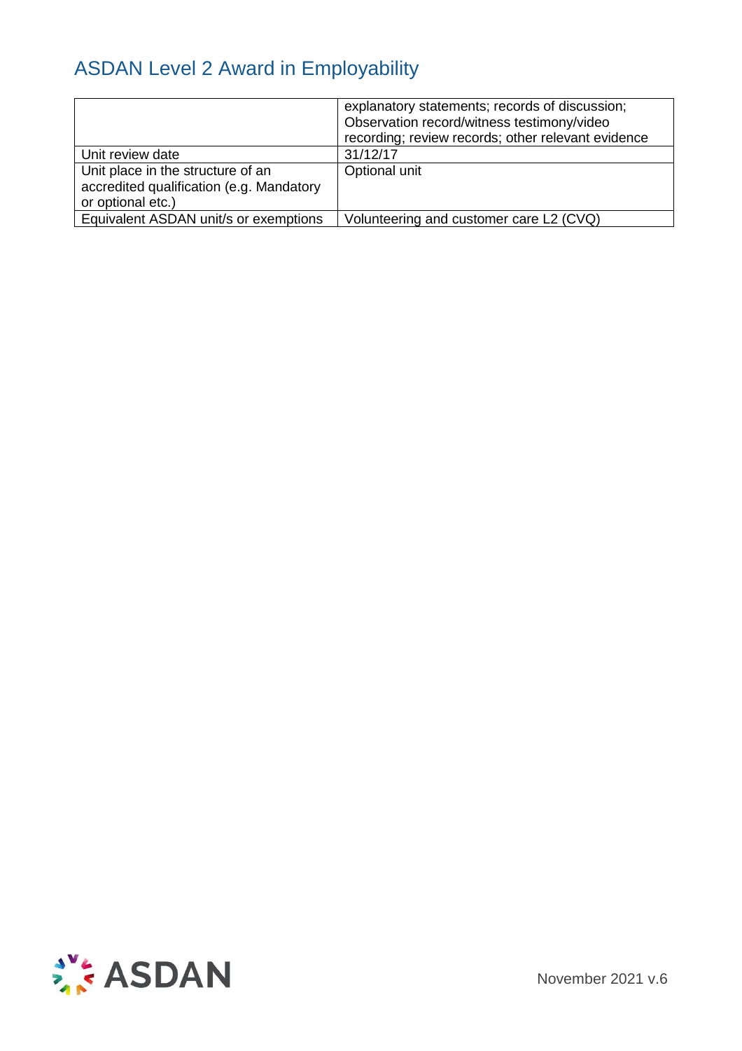| | |
|---|---|
| | explanatory statements; records of discussion; Observation record/witness testimony/video recording; review records; other relevant evidence |
| Unit review date | 31/12/17 |
| Unit place in the structure of an accredited qualification (e.g. Mandatory or optional etc.) | Optional unit |
| Equivalent ASDAN unit/s or exemptions | Volunteering and customer care L2 (CVQ) |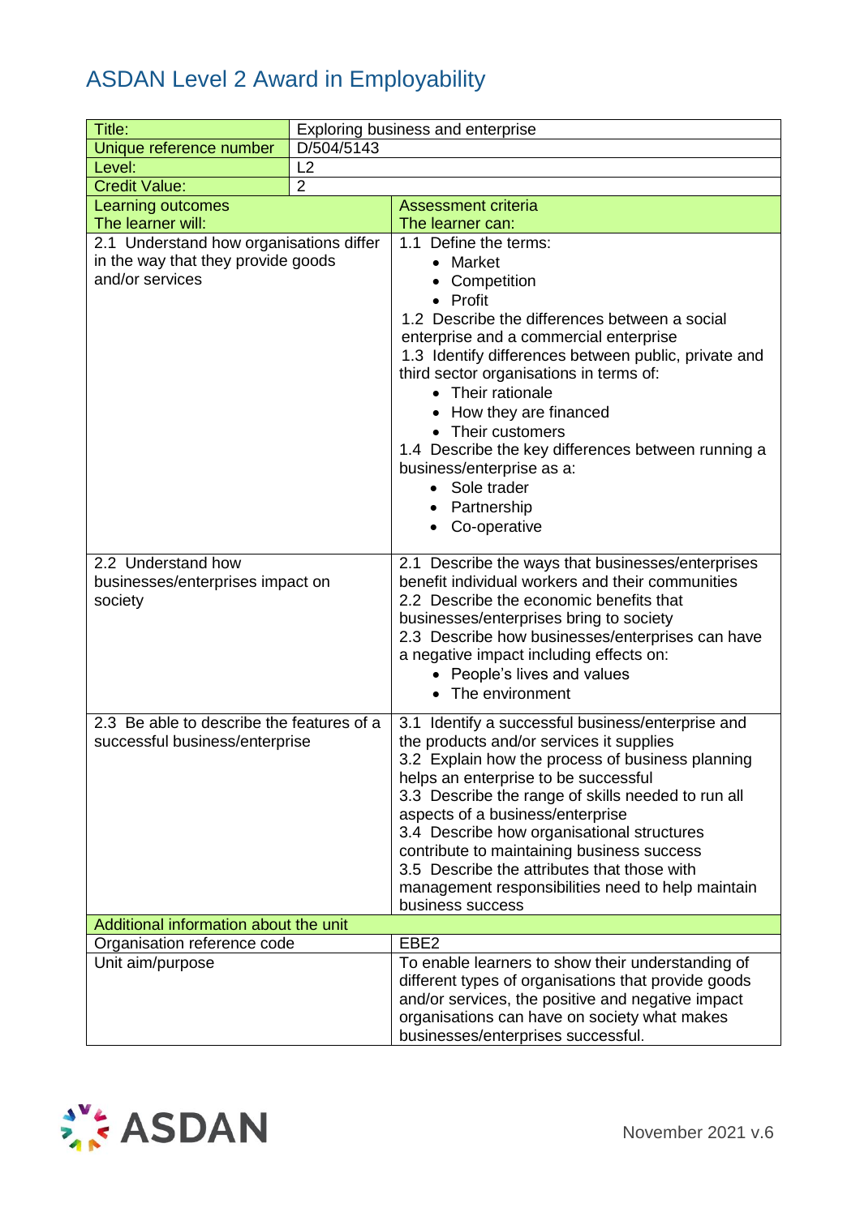# ASDAN Level 2 Award in Employability

| Title: | Exploring business and enterprise |
|---|---|
| Unique reference number | D/504/5143 |
| Level: | L2 |
| Credit Value: | 2 |

| Learning outcomes<br>The learner will: | Assessment criteria<br>The learner can: |
|---|---|
| 2.1 Understand how organisations differ in the way that they provide goods and/or services | 1.1 Define the terms:<br>• Market<br>• Competition<br>• Profit<br>1.2 Describe the differences between a social enterprise and a commercial enterprise<br>1.3 Identify differences between public, private and third sector organisations in terms of:<br>• Their rationale<br>• How they are financed<br>• Their customers<br>1.4 Describe the key differences between running a business/enterprise as a:<br>• Sole trader<br>• Partnership<br>• Co-operative |
| 2.2 Understand how businesses/enterprises impact on society | 2.1 Describe the ways that businesses/enterprises benefit individual workers and their communities<br>2.2 Describe the economic benefits that businesses/enterprises bring to society<br>2.3 Describe how businesses/enterprises can have a negative impact including effects on:<br>• People's lives and values<br>• The environment |
| 2.3 Be able to describe the features of a successful business/enterprise | 3.1 Identify a successful business/enterprise and the products and/or services it supplies<br>3.2 Explain how the process of business planning helps an enterprise to be successful<br>3.3 Describe the range of skills needed to run all aspects of a business/enterprise<br>3.4 Describe how organisational structures contribute to maintaining business success<br>3.5 Describe the attributes that those with management responsibilities need to help maintain business success |
| **Additional information about the unit** | |
| Organisation reference code | EBE2 |
| Unit aim/purpose | To enable learners to show their understanding of different types of organisations that provide goods and/or services, the positive and negative impact organisations can have on society what makes businesses/enterprises successful. |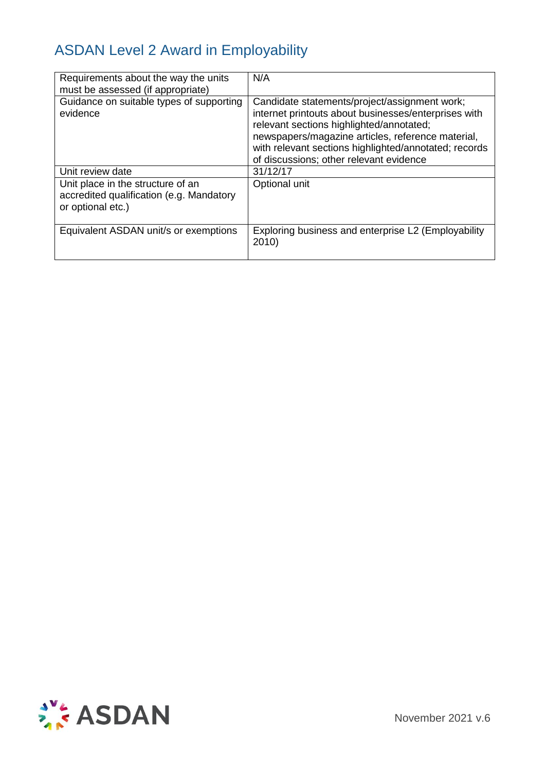# ASDAN Level 2 Award in Employability

| | |
|---|---|
| Requirements about the way the units must be assessed (if appropriate) | N/A |
| Guidance on suitable types of supporting evidence | Candidate statements/project/assignment work; internet printouts about businesses/enterprises with relevant sections highlighted/annotated; newspapers/magazine articles, reference material, with relevant sections highlighted/annotated; records of discussions; other relevant evidence |
| Unit review date | 31/12/17 |
| Unit place in the structure of an accredited qualification (e.g. Mandatory or optional etc.) | Optional unit |
| Equivalent ASDAN unit/s or exemptions | Exploring business and enterprise L2 (Employability 2010) |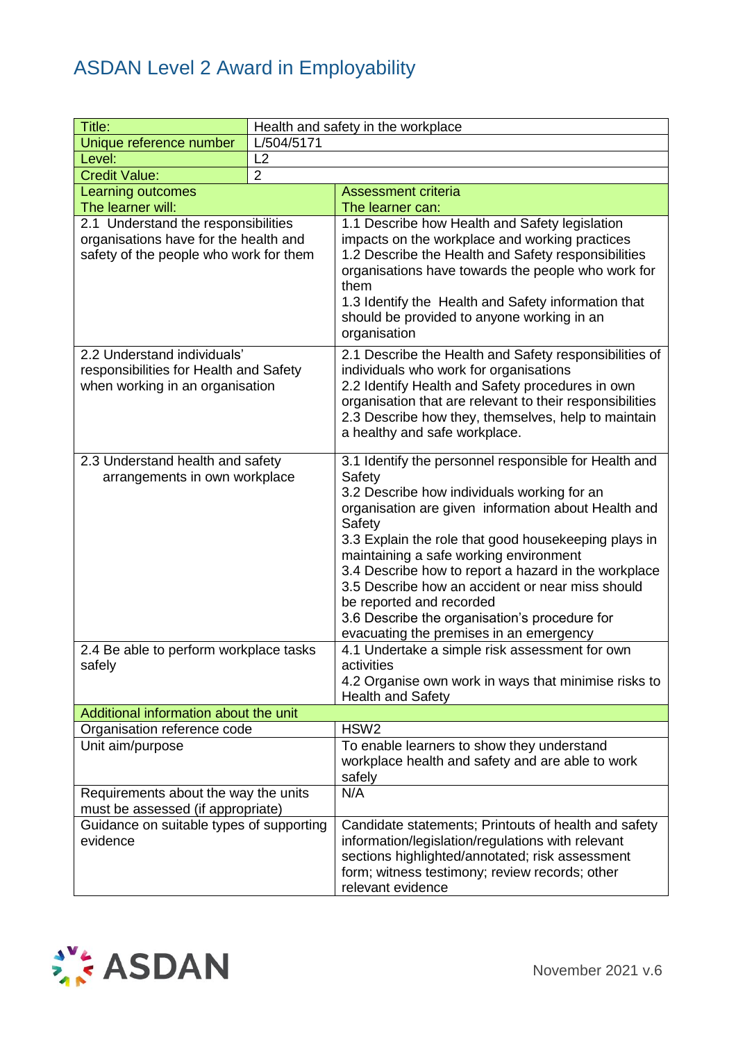# ASDAN Level 2 Award in Employability

| Title: | Health and safety in the workplace |
|---|---|
| Unique reference number | L/504/5171 |
| Level: | L2 |
| Credit Value: | 2 |

| Learning outcomes<br>The learner will: | Assessment criteria<br>The learner can: |
|---|---|
| 2.1 Understand the responsibilities organisations have for the health and safety of the people who work for them | 1.1 Describe how Health and Safety legislation impacts on the workplace and working practices<br>1.2 Describe the Health and Safety responsibilities organisations have towards the people who work for them<br>1.3 Identify the Health and Safety information that should be provided to anyone working in an organisation |
| 2.2 Understand individuals' responsibilities for Health and Safety when working in an organisation | 2.1 Describe the Health and Safety responsibilities of individuals who work for organisations<br>2.2 Identify Health and Safety procedures in own organisation that are relevant to their responsibilities<br>2.3 Describe how they, themselves, help to maintain a healthy and safe workplace. |
| 2.3 Understand health and safety arrangements in own workplace | 3.1 Identify the personnel responsible for Health and Safety<br>3.2 Describe how individuals working for an organisation are given information about Health and Safety<br>3.3 Explain the role that good housekeeping plays in maintaining a safe working environment<br>3.4 Describe how to report a hazard in the workplace<br>3.5 Describe how an accident or near miss should be reported and recorded<br>3.6 Describe the organisation's procedure for evacuating the premises in an emergency |
| 2.4 Be able to perform workplace tasks safely | 4.1 Undertake a simple risk assessment for own activities<br>4.2 Organise own work in ways that minimise risks to Health and Safety |
| **Additional information about the unit** | |
| Organisation reference code | HSW2 |
| Unit aim/purpose | To enable learners to show they understand workplace health and safety and are able to work safely |
| Requirements about the way the units must be assessed (if appropriate) | N/A |
| Guidance on suitable types of supporting evidence | Candidate statements; Printouts of health and safety information/legislation/regulations with relevant sections highlighted/annotated; risk assessment form; witness testimony; review records; other relevant evidence |

ASDAN

November 2021 v.6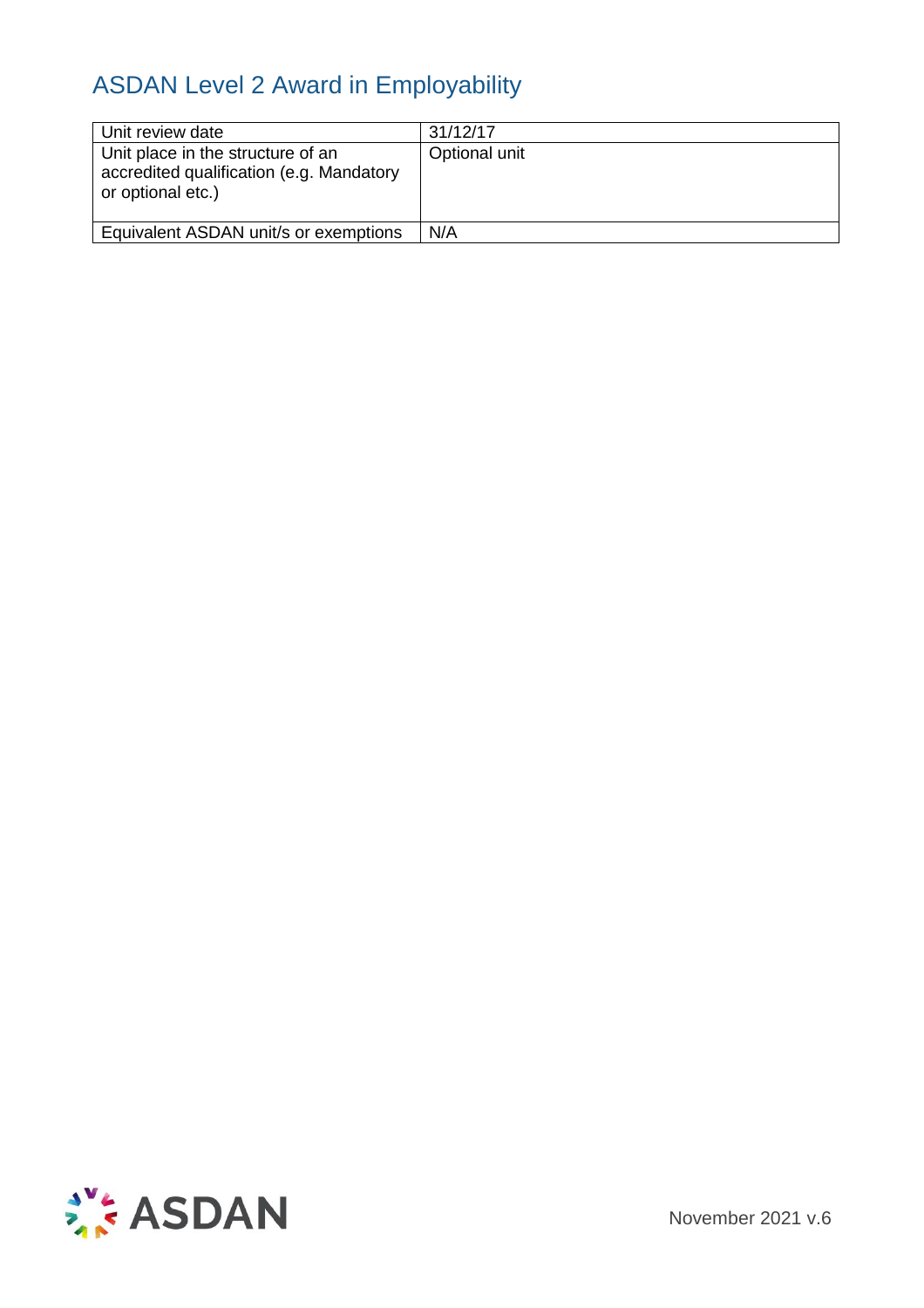## ASDAN Level 2 Award in Employability

| Unit review date | 31/12/17 |
|---|---|
| Unit place in the structure of an accredited qualification (e.g. Mandatory or optional etc.) | Optional unit |
| Equivalent ASDAN unit/s or exemptions | N/A |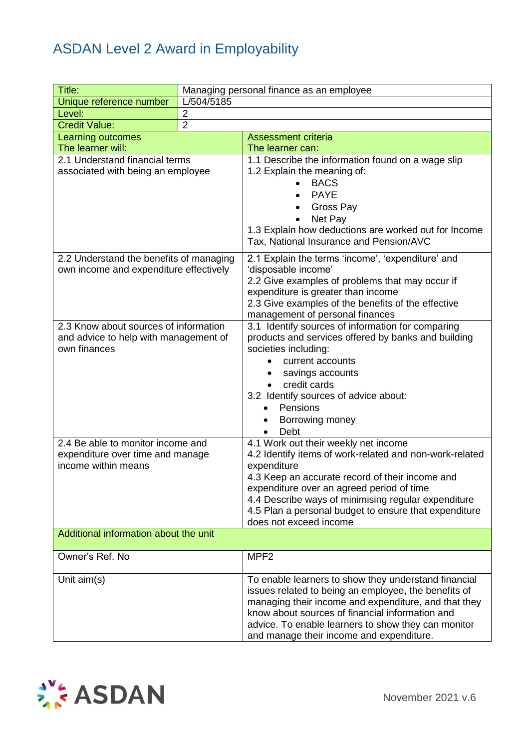# ASDAN Level 2 Award in Employability

| Title: | Managing personal finance as an employee |
|---|---|
| Unique reference number | L/504/5185 |
| Level: | 2 |
| Credit Value: | 2 |

| Learning outcomes<br>The learner will: | Assessment criteria<br>The learner can: |
|---|---|
| 2.1 Understand financial terms associated with being an employee | 1.1 Describe the information found on a wage slip<br>1.2 Explain the meaning of:<br>• BACS<br>• PAYE<br>• Gross Pay<br>• Net Pay<br>1.3 Explain how deductions are worked out for Income Tax, National Insurance and Pension/AVC |
| 2.2 Understand the benefits of managing own income and expenditure effectively | 2.1 Explain the terms 'income', 'expenditure' and 'disposable income'<br>2.2 Give examples of problems that may occur if expenditure is greater than income<br>2.3 Give examples of the benefits of the effective management of personal finances |
| 2.3 Know about sources of information and advice to help with management of own finances | 3.1 Identify sources of information for comparing products and services offered by banks and building societies including:<br>• current accounts<br>• savings accounts<br>• credit cards<br>3.2 Identify sources of advice about:<br>• Pensions<br>• Borrowing money<br>• Debt |
| 2.4 Be able to monitor income and expenditure over time and manage income within means | 4.1 Work out their weekly net income<br>4.2 Identify items of work-related and non-work-related expenditure<br>4.3 Keep an accurate record of their income and expenditure over an agreed period of time<br>4.4 Describe ways of minimising regular expenditure<br>4.5 Plan a personal budget to ensure that expenditure does not exceed income |
| **Additional information about the unit** | |
| Owner's Ref. No | MPF2 |
| Unit aim(s) | To enable learners to show they understand financial issues related to being an employee, the benefits of managing their income and expenditure, and that they know about sources of financial information and advice. To enable learners to show they can monitor and manage their income and expenditure. |

November 2021 v.6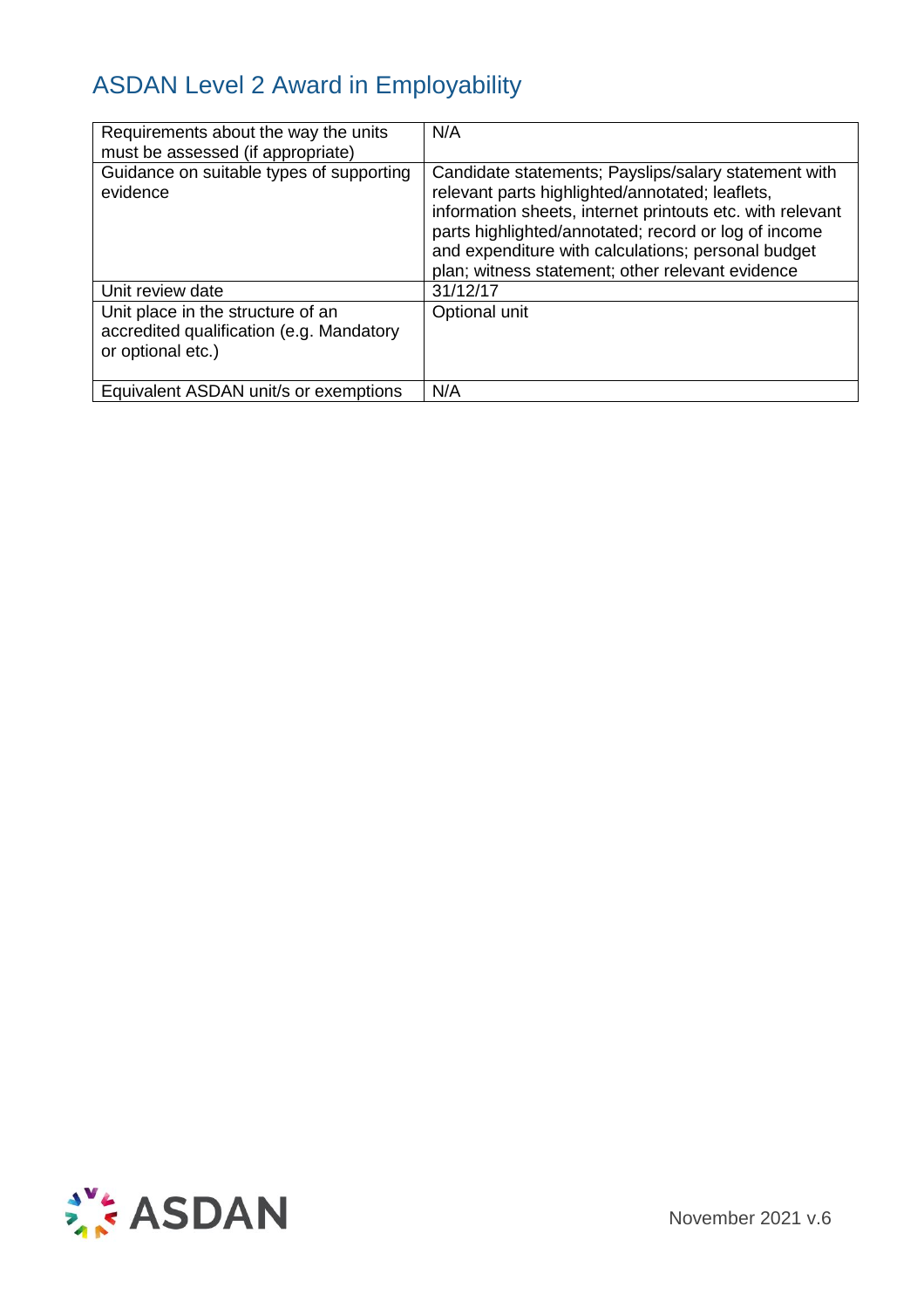# ASDAN Level 2 Award in Employability

| | |
|---|---|
| Requirements about the way the units must be assessed (if appropriate) | N/A |
| Guidance on suitable types of supporting evidence | Candidate statements; Payslips/salary statement with relevant parts highlighted/annotated; leaflets, information sheets, internet printouts etc. with relevant parts highlighted/annotated; record or log of income and expenditure with calculations; personal budget plan; witness statement; other relevant evidence |
| Unit review date | 31/12/17 |
| Unit place in the structure of an accredited qualification (e.g. Mandatory or optional etc.) | Optional unit |
| Equivalent ASDAN unit/s or exemptions | N/A |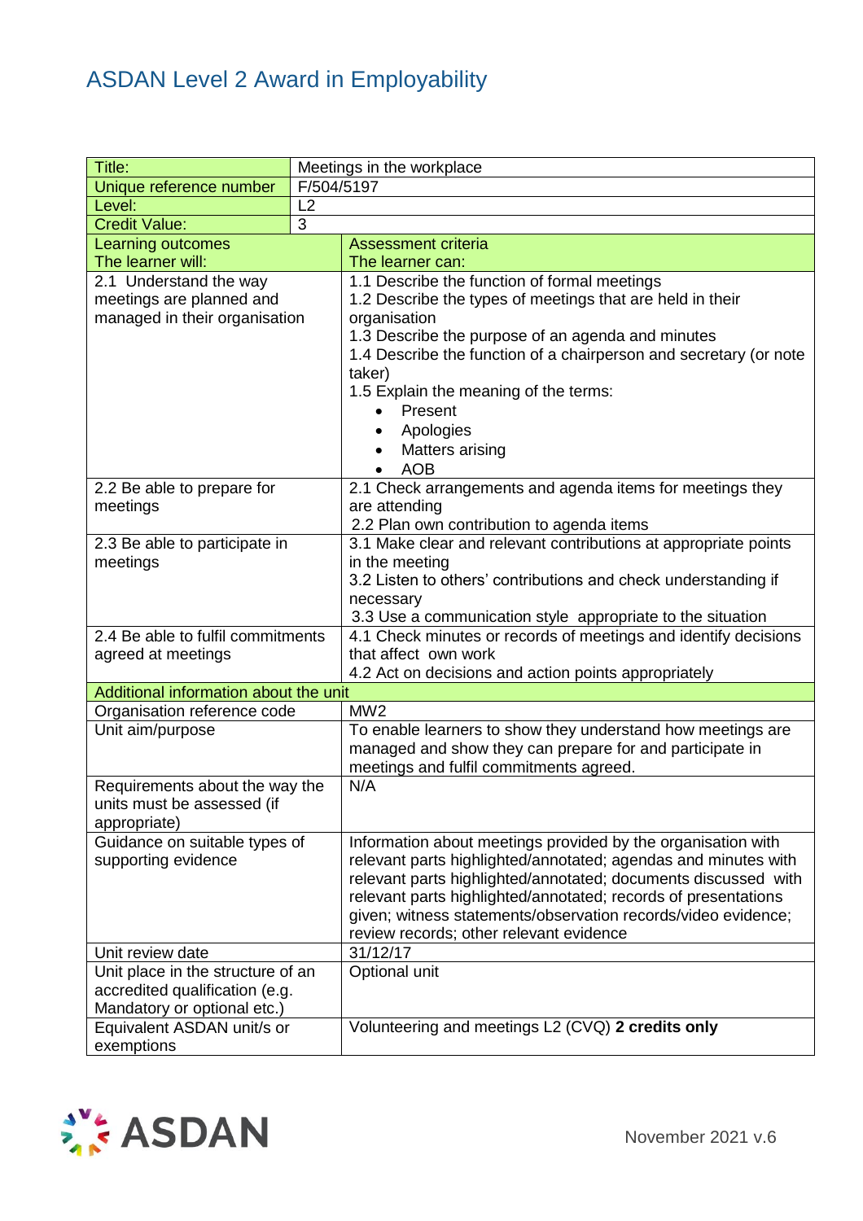# ASDAN Level 2 Award in Employability

| Title: | Meetings in the workplace |
|---|---|
| Unique reference number | F/504/5197 |
| Level: | L2 |
| Credit Value: | 3 |
| **Learning outcomes**<br>The learner will: | **Assessment criteria**<br>The learner can: |
| 2.1 Understand the way meetings are planned and managed in their organisation | 1.1 Describe the function of formal meetings<br>1.2 Describe the types of meetings that are held in their organisation<br>1.3 Describe the purpose of an agenda and minutes<br>1.4 Describe the function of a chairperson and secretary (or note taker)<br>1.5 Explain the meaning of the terms:<br>• Present<br>• Apologies<br>• Matters arising<br>• AOB |
| 2.2 Be able to prepare for meetings | 2.1 Check arrangements and agenda items for meetings they are attending<br>2.2 Plan own contribution to agenda items |
| 2.3 Be able to participate in meetings | 3.1 Make clear and relevant contributions at appropriate points in the meeting<br>3.2 Listen to others' contributions and check understanding if necessary<br>3.3 Use a communication style appropriate to the situation |
| 2.4 Be able to fulfil commitments agreed at meetings | 4.1 Check minutes or records of meetings and identify decisions that affect own work<br>4.2 Act on decisions and action points appropriately |
| **Additional information about the unit** | |
| Organisation reference code | MW2 |
| Unit aim/purpose | To enable learners to show they understand how meetings are managed and show they can prepare for and participate in meetings and fulfil commitments agreed. |
| Requirements about the way the units must be assessed (if appropriate) | N/A |
| Guidance on suitable types of supporting evidence | Information about meetings provided by the organisation with relevant parts highlighted/annotated; agendas and minutes with relevant parts highlighted/annotated; documents discussed with relevant parts highlighted/annotated; records of presentations given; witness statements/observation records/video evidence; review records; other relevant evidence |
| Unit review date | 31/12/17 |
| Unit place in the structure of an accredited qualification (e.g. Mandatory or optional etc.) | Optional unit |
| Equivalent ASDAN unit/s or exemptions | Volunteering and meetings L2 (CVQ) **2 credits only** |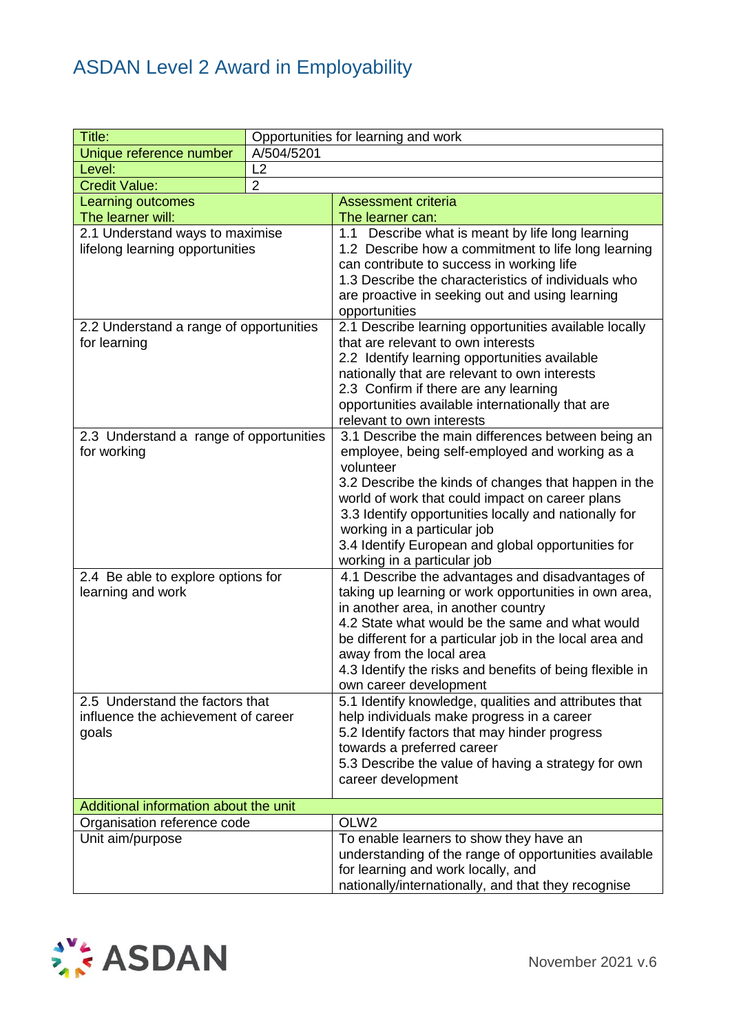# ASDAN Level 2 Award in Employability

| Title: | Opportunities for learning and work |
|---|---|
| Unique reference number | A/504/5201 |
| Level: | L2 |
| Credit Value: | 2 |

| Learning outcomes<br>The learner will: | Assessment criteria<br>The learner can: |
|---|---|
| 2.1 Understand ways to maximise lifelong learning opportunities | 1.1 Describe what is meant by life long learning<br>1.2 Describe how a commitment to life long learning can contribute to success in working life<br>1.3 Describe the characteristics of individuals who are proactive in seeking out and using learning opportunities |
| 2.2 Understand a range of opportunities for learning | 2.1 Describe learning opportunities available locally that are relevant to own interests<br>2.2 Identify learning opportunities available nationally that are relevant to own interests<br>2.3 Confirm if there are any learning opportunities available internationally that are relevant to own interests |
| 2.3 Understand a range of opportunities for working | 3.1 Describe the main differences between being an employee, being self-employed and working as a volunteer<br>3.2 Describe the kinds of changes that happen in the world of work that could impact on career plans<br>3.3 Identify opportunities locally and nationally for working in a particular job<br>3.4 Identify European and global opportunities for working in a particular job |
| 2.4 Be able to explore options for learning and work | 4.1 Describe the advantages and disadvantages of taking up learning or work opportunities in own area, in another area, in another country<br>4.2 State what would be the same and what would be different for a particular job in the local area and away from the local area<br>4.3 Identify the risks and benefits of being flexible in own career development |
| 2.5 Understand the factors that influence the achievement of career goals | 5.1 Identify knowledge, qualities and attributes that help individuals make progress in a career<br>5.2 Identify factors that may hinder progress towards a preferred career<br>5.3 Describe the value of having a strategy for own career development |
| **Additional information about the unit** | |
| Organisation reference code | OLW2 |
| Unit aim/purpose | To enable learners to show they have an understanding of the range of opportunities available for learning and work locally, and nationally/internationally, and that they recognise |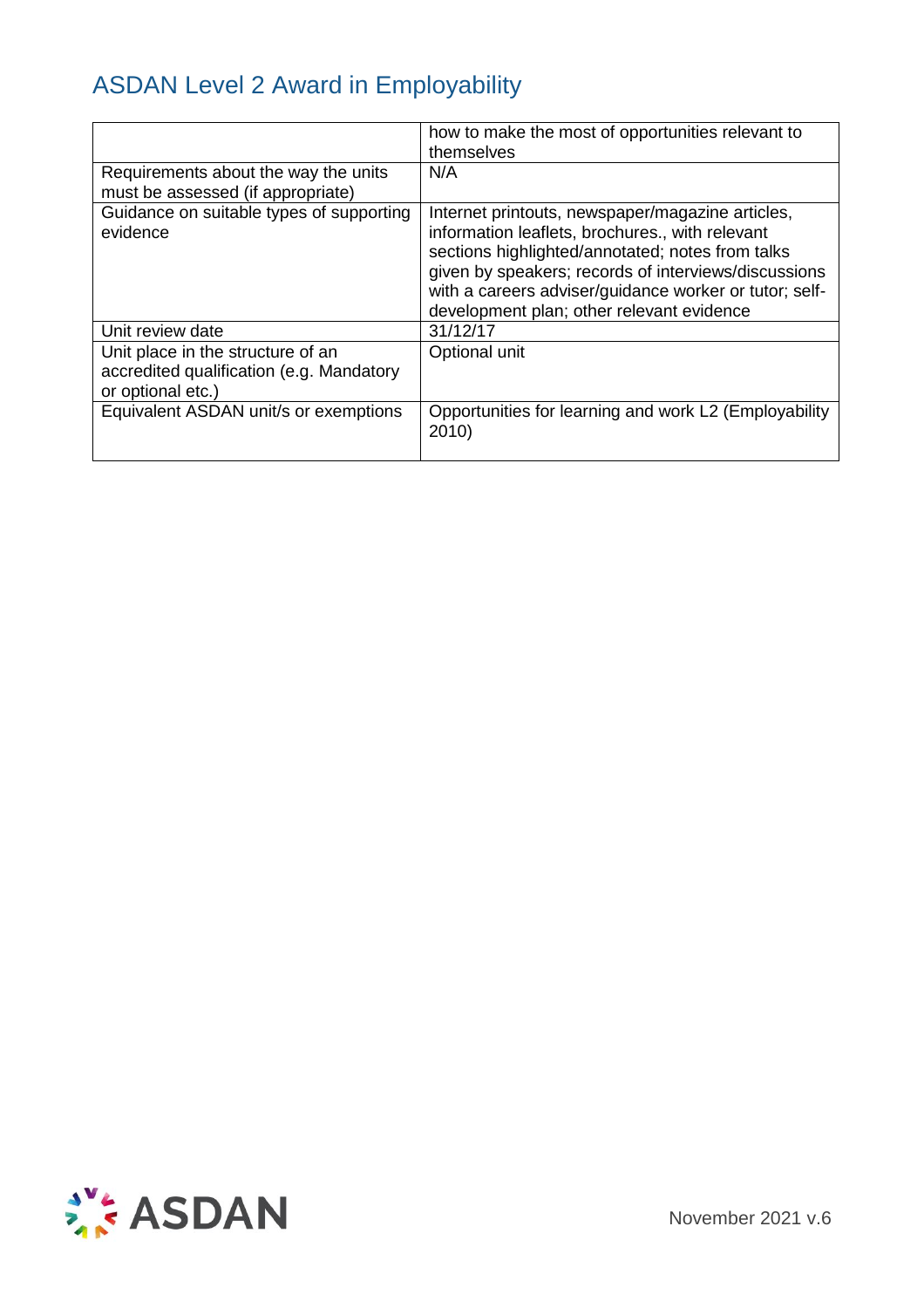| | |
|---|---|
| | how to make the most of opportunities relevant to themselves |
| Requirements about the way the units must be assessed (if appropriate) | N/A |
| Guidance on suitable types of supporting evidence | Internet printouts, newspaper/magazine articles, information leaflets, brochures., with relevant sections highlighted/annotated; notes from talks given by speakers; records of interviews/discussions with a careers adviser/guidance worker or tutor; self-development plan; other relevant evidence |
| Unit review date | 31/12/17 |
| Unit place in the structure of an accredited qualification (e.g. Mandatory or optional etc.) | Optional unit |
| Equivalent ASDAN unit/s or exemptions | Opportunities for learning and work L2 (Employability 2010) |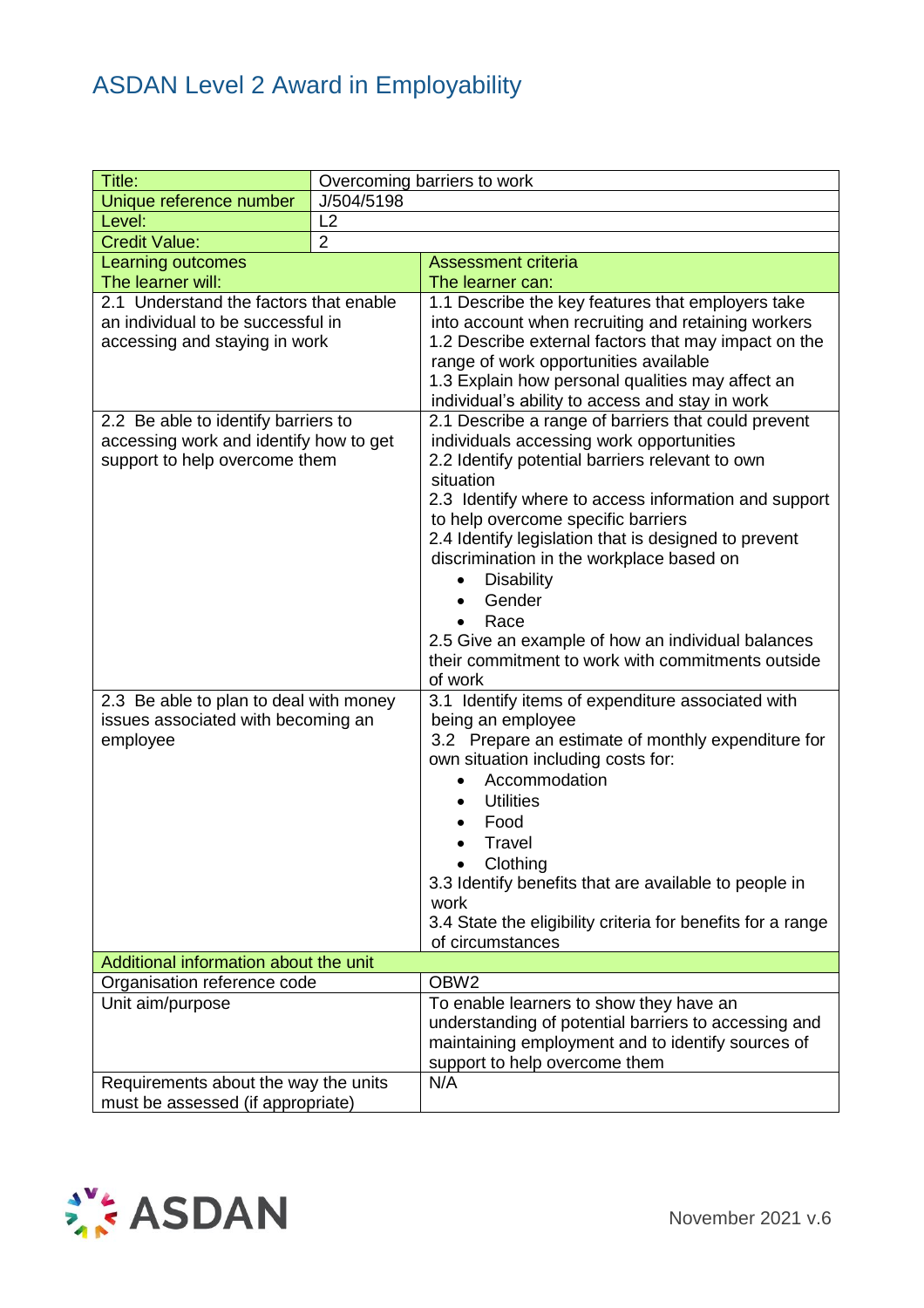| Title: | Overcoming barriers to work |
|---|---|
| Unique reference number | J/504/5198 |
| Level: | L2 |
| Credit Value: | 2 |
| **Learning outcomes**<br>The learner will: | **Assessment criteria**<br>The learner can: |
| 2.1 Understand the factors that enable an individual to be successful in accessing and staying in work | 1.1 Describe the key features that employers take into account when recruiting and retaining workers<br>1.2 Describe external factors that may impact on the range of work opportunities available<br>1.3 Explain how personal qualities may affect an individual's ability to access and stay in work |
| 2.2 Be able to identify barriers to accessing work and identify how to get support to help overcome them | 2.1 Describe a range of barriers that could prevent individuals accessing work opportunities<br>2.2 Identify potential barriers relevant to own situation<br>2.3 Identify where to access information and support to help overcome specific barriers<br>2.4 Identify legislation that is designed to prevent discrimination in the workplace based on<br>• Disability<br>• Gender<br>• Race<br>2.5 Give an example of how an individual balances their commitment to work with commitments outside of work |
| 2.3 Be able to plan to deal with money issues associated with becoming an employee | 3.1 Identify items of expenditure associated with being an employee<br>3.2 Prepare an estimate of monthly expenditure for own situation including costs for:<br>• Accommodation<br>• Utilities<br>• Food<br>• Travel<br>• Clothing<br>3.3 Identify benefits that are available to people in work<br>3.4 State the eligibility criteria for benefits for a range of circumstances |
| **Additional information about the unit** | |
| Organisation reference code | OBW2 |
| Unit aim/purpose | To enable learners to show they have an understanding of potential barriers to accessing and maintaining employment and to identify sources of support to help overcome them |
| Requirements about the way the units must be assessed (if appropriate) | N/A |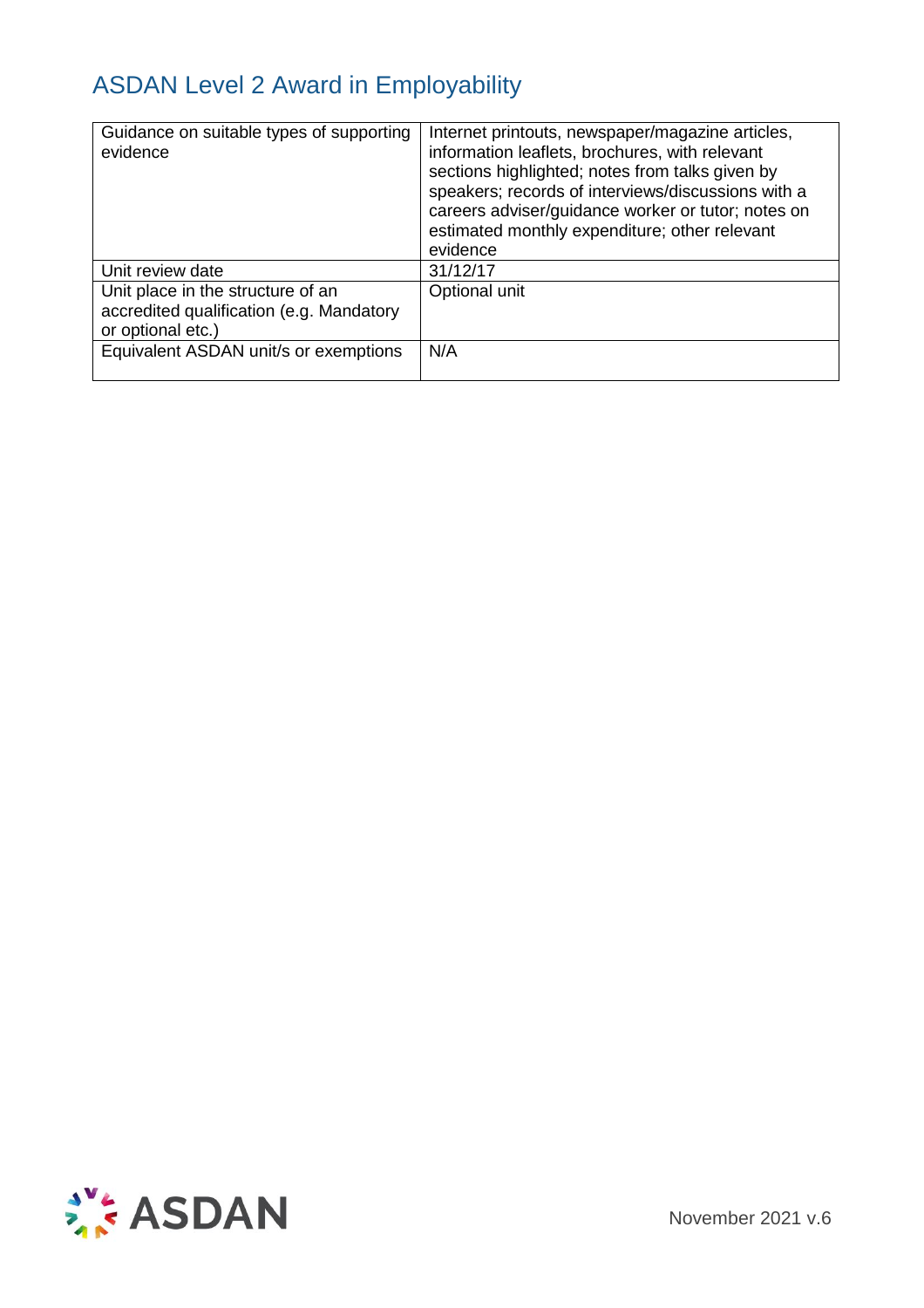| Guidance on suitable types of supporting evidence | Internet printouts, newspaper/magazine articles, information leaflets, brochures, with relevant sections highlighted; notes from talks given by speakers; records of interviews/discussions with a careers adviser/guidance worker or tutor; notes on estimated monthly expenditure; other relevant evidence |
|---|---|
| Unit review date | 31/12/17 |
| Unit place in the structure of an accredited qualification (e.g. Mandatory or optional etc.) | Optional unit |
| Equivalent ASDAN unit/s or exemptions | N/A |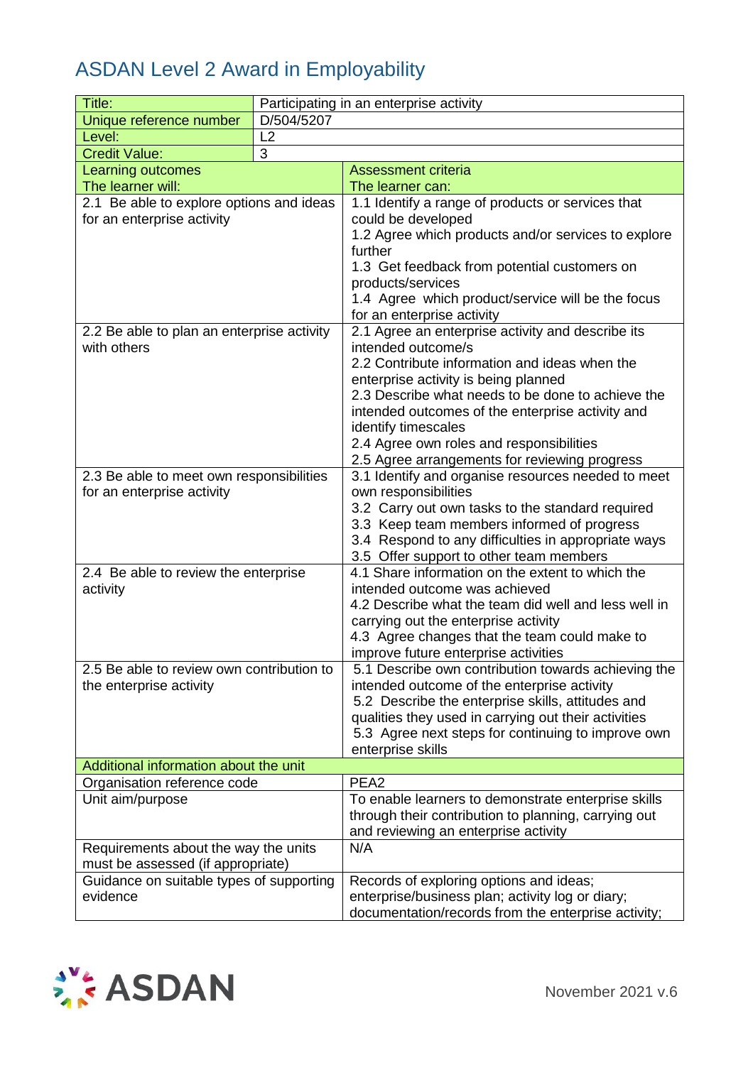# ASDAN Level 2 Award in Employability

| Title: | Participating in an enterprise activity |
|---|---|
| Unique reference number | D/504/5207 |
| Level: | L2 |
| Credit Value: | 3 |

| Learning outcomes<br>The learner will: | Assessment criteria<br>The learner can: |
|---|---|
| 2.1 Be able to explore options and ideas for an enterprise activity | 1.1 Identify a range of products or services that could be developed<br>1.2 Agree which products and/or services to explore further<br>1.3 Get feedback from potential customers on products/services<br>1.4 Agree which product/service will be the focus for an enterprise activity |
| 2.2 Be able to plan an enterprise activity with others | 2.1 Agree an enterprise activity and describe its intended outcome/s<br>2.2 Contribute information and ideas when the enterprise activity is being planned<br>2.3 Describe what needs to be done to achieve the intended outcomes of the enterprise activity and identify timescales<br>2.4 Agree own roles and responsibilities<br>2.5 Agree arrangements for reviewing progress |
| 2.3 Be able to meet own responsibilities for an enterprise activity | 3.1 Identify and organise resources needed to meet own responsibilities<br>3.2 Carry out own tasks to the standard required<br>3.3 Keep team members informed of progress<br>3.4 Respond to any difficulties in appropriate ways<br>3.5 Offer support to other team members |
| 2.4 Be able to review the enterprise activity | 4.1 Share information on the extent to which the intended outcome was achieved<br>4.2 Describe what the team did well and less well in carrying out the enterprise activity<br>4.3 Agree changes that the team could make to improve future enterprise activities |
| 2.5 Be able to review own contribution to the enterprise activity | 5.1 Describe own contribution towards achieving the intended outcome of the enterprise activity<br>5.2 Describe the enterprise skills, attitudes and qualities they used in carrying out their activities<br>5.3 Agree next steps for continuing to improve own enterprise skills |
| **Additional information about the unit** | |
| Organisation reference code | PEA2 |
| Unit aim/purpose | To enable learners to demonstrate enterprise skills through their contribution to planning, carrying out and reviewing an enterprise activity |
| Requirements about the way the units must be assessed (if appropriate) | N/A |
| Guidance on suitable types of supporting evidence | Records of exploring options and ideas; enterprise/business plan; activity log or diary; documentation/records from the enterprise activity; |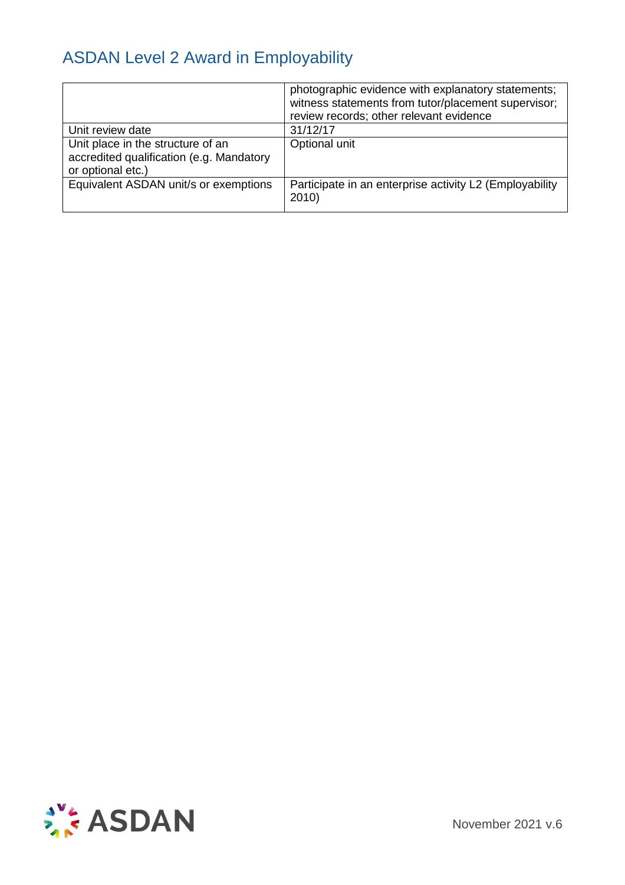| | |
|---|---|
| | photographic evidence with explanatory statements; witness statements from tutor/placement supervisor; review records; other relevant evidence |
| Unit review date | 31/12/17 |
| Unit place in the structure of an accredited qualification (e.g. Mandatory or optional etc.) | Optional unit |
| Equivalent ASDAN unit/s or exemptions | Participate in an enterprise activity L2 (Employability 2010) |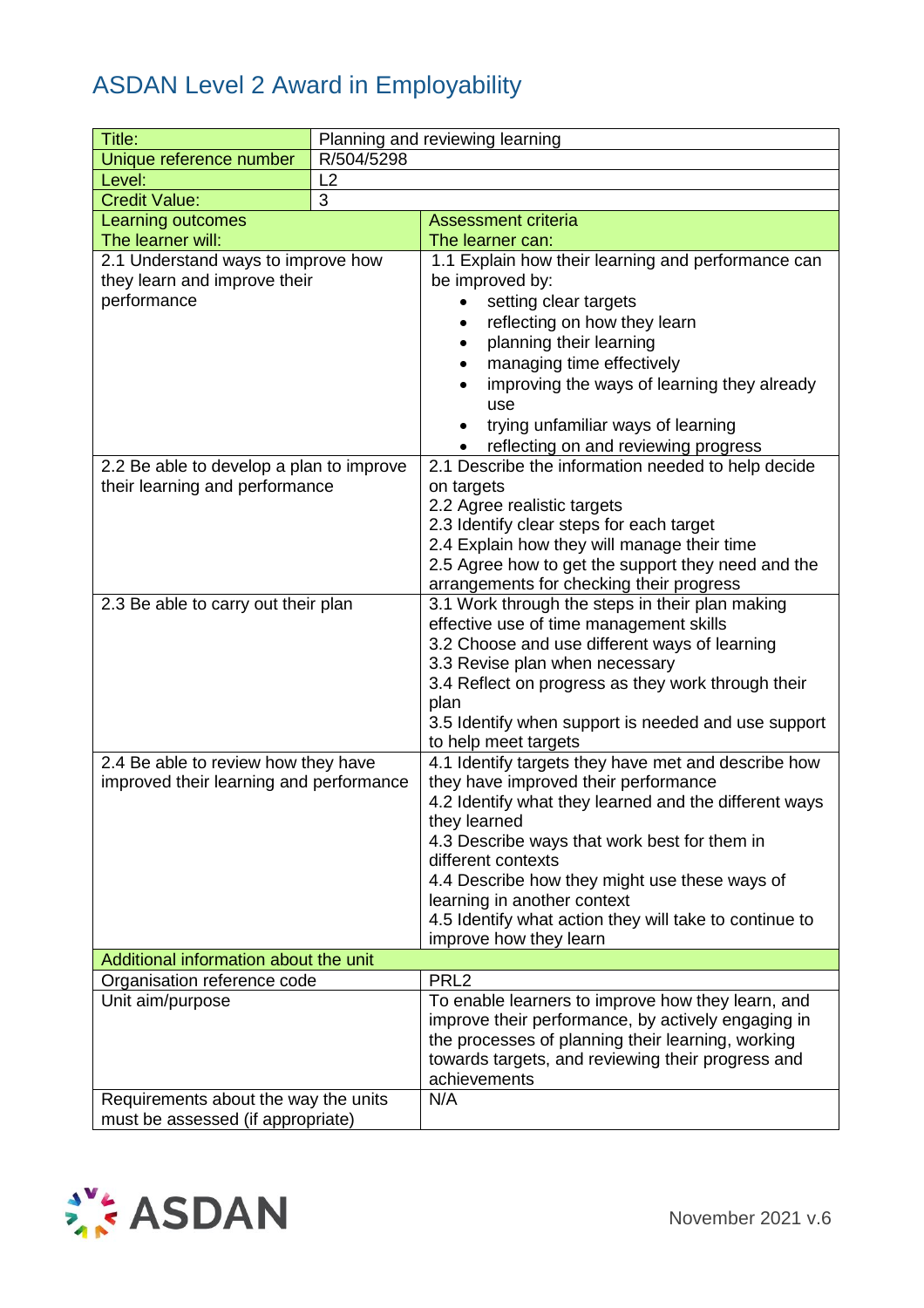# ASDAN Level 2 Award in Employability

| Title: | Planning and reviewing learning |
|---|---|
| Unique reference number | R/504/5298 |
| Level: | L2 |
| Credit Value: | 3 |

| Learning outcomes<br>The learner will: | Assessment criteria<br>The learner can: |
|---|---|
| 2.1 Understand ways to improve how they learn and improve their performance | 1.1 Explain how their learning and performance can be improved by:<br>• setting clear targets<br>• reflecting on how they learn<br>• planning their learning<br>• managing time effectively<br>• improving the ways of learning they already use<br>• trying unfamiliar ways of learning<br>• reflecting on and reviewing progress |
| 2.2 Be able to develop a plan to improve their learning and performance | 2.1 Describe the information needed to help decide on targets<br>2.2 Agree realistic targets<br>2.3 Identify clear steps for each target<br>2.4 Explain how they will manage their time<br>2.5 Agree how to get the support they need and the arrangements for checking their progress |
| 2.3 Be able to carry out their plan | 3.1 Work through the steps in their plan making effective use of time management skills<br>3.2 Choose and use different ways of learning<br>3.3 Revise plan when necessary<br>3.4 Reflect on progress as they work through their plan<br>3.5 Identify when support is needed and use support to help meet targets |
| 2.4 Be able to review how they have improved their learning and performance | 4.1 Identify targets they have met and describe how they have improved their performance<br>4.2 Identify what they learned and the different ways they learned<br>4.3 Describe ways that work best for them in different contexts<br>4.4 Describe how they might use these ways of learning in another context<br>4.5 Identify what action they will take to continue to improve how they learn |
| **Additional information about the unit** | |
| Organisation reference code | PRL2 |
| Unit aim/purpose | To enable learners to improve how they learn, and improve their performance, by actively engaging in the processes of planning their learning, working towards targets, and reviewing their progress and achievements |
| Requirements about the way the units must be assessed (if appropriate) | N/A |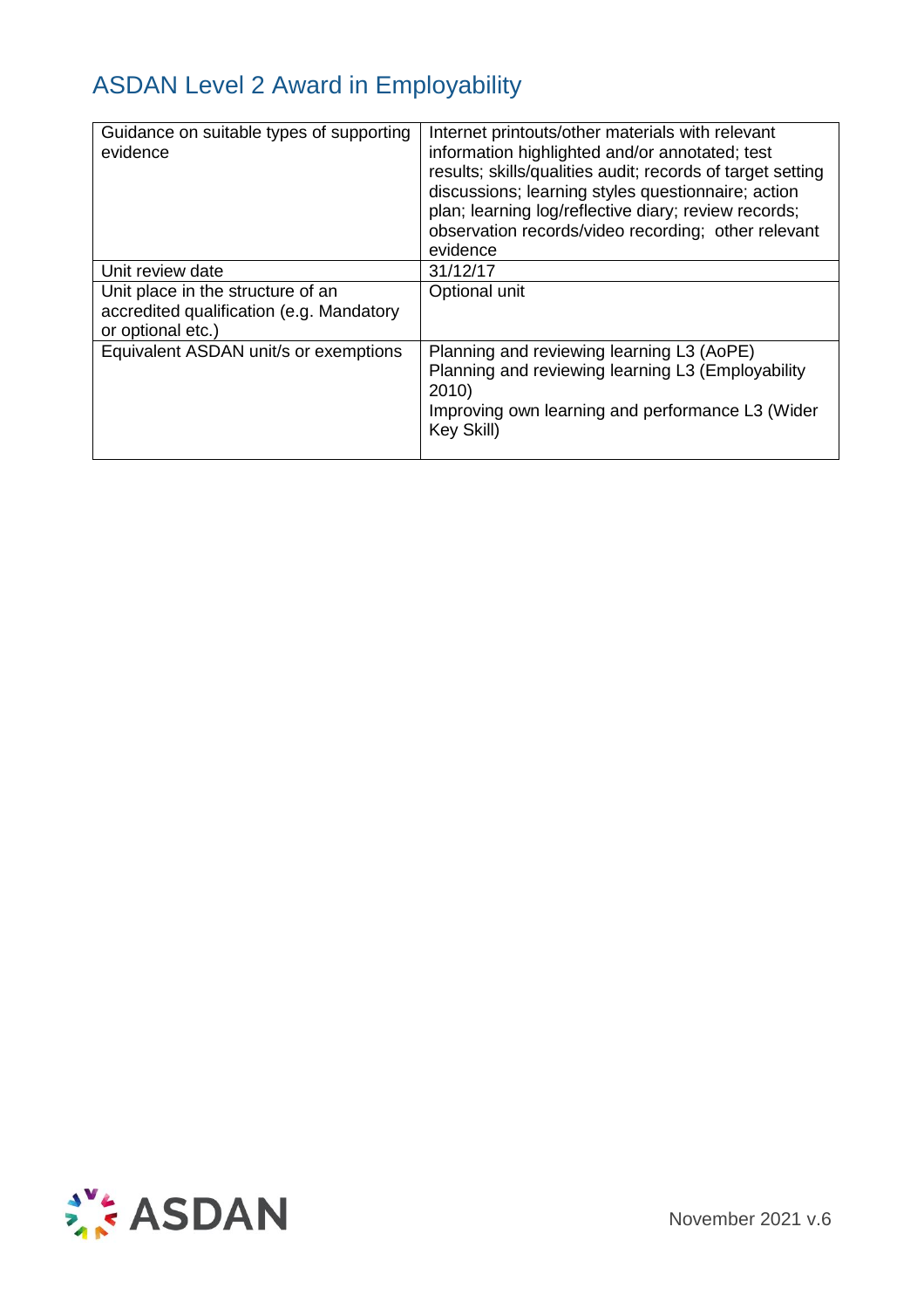| | |
|---|---|
| Guidance on suitable types of supporting evidence | Internet printouts/other materials with relevant information highlighted and/or annotated; test results; skills/qualities audit; records of target setting discussions; learning styles questionnaire; action plan; learning log/reflective diary; review records; observation records/video recording; other relevant evidence |
| Unit review date | 31/12/17 |
| Unit place in the structure of an accredited qualification (e.g. Mandatory or optional etc.) | Optional unit |
| Equivalent ASDAN unit/s or exemptions | Planning and reviewing learning L3 (AoPE)<br>Planning and reviewing learning L3 (Employability 2010)<br>Improving own learning and performance L3 (Wider Key Skill) |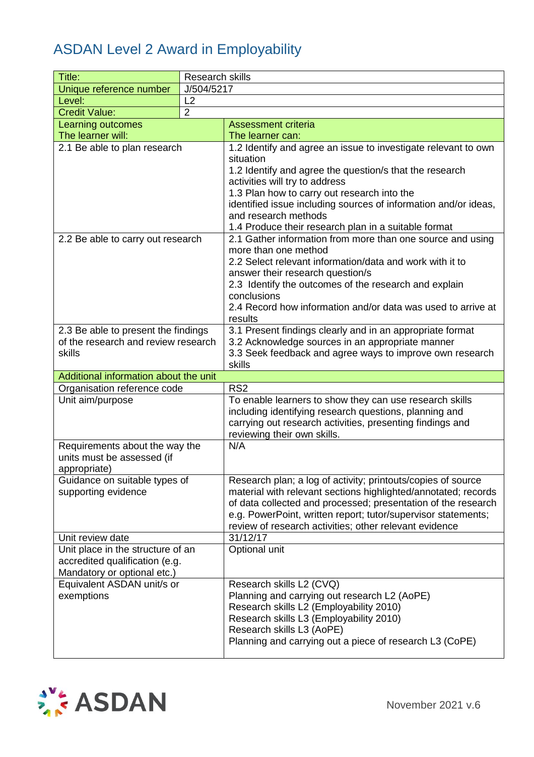# ASDAN Level 2 Award in Employability

| Title: | Research skills |
|---|---|
| Unique reference number | J/504/5217 |
| Level: | L2 |
| Credit Value: | 2 |

| Learning outcomes<br>The learner will: | Assessment criteria<br>The learner can: |
|---|---|
| 2.1 Be able to plan research | 1.2 Identify and agree an issue to investigate relevant to own situation<br>1.2 Identify and agree the question/s that the research activities will try to address<br>1.3 Plan how to carry out research into the identified issue including sources of information and/or ideas, and research methods<br>1.4 Produce their research plan in a suitable format |
| 2.2 Be able to carry out research | 2.1 Gather information from more than one source and using more than one method<br>2.2 Select relevant information/data and work with it to answer their research question/s<br>2.3 Identify the outcomes of the research and explain conclusions<br>2.4 Record how information and/or data was used to arrive at results |
| 2.3 Be able to present the findings of the research and review research skills | 3.1 Present findings clearly and in an appropriate format<br>3.2 Acknowledge sources in an appropriate manner<br>3.3 Seek feedback and agree ways to improve own research skills |
| **Additional information about the unit** | |
| Organisation reference code | RS2 |
| Unit aim/purpose | To enable learners to show they can use research skills including identifying research questions, planning and carrying out research activities, presenting findings and reviewing their own skills. |
| Requirements about the way the units must be assessed (if appropriate) | N/A |
| Guidance on suitable types of supporting evidence | Research plan; a log of activity; printouts/copies of source material with relevant sections highlighted/annotated; records of data collected and processed; presentation of the research e.g. PowerPoint, written report; tutor/supervisor statements; review of research activities; other relevant evidence |
| Unit review date | 31/12/17 |
| Unit place in the structure of an accredited qualification (e.g. Mandatory or optional etc.) | Optional unit |
| Equivalent ASDAN unit/s or exemptions | Research skills L2 (CVQ)<br>Planning and carrying out research L2 (AoPE)<br>Research skills L2 (Employability 2010)<br>Research skills L3 (Employability 2010)<br>Research skills L3 (AoPE)<br>Planning and carrying out a piece of research L3 (CoPE) |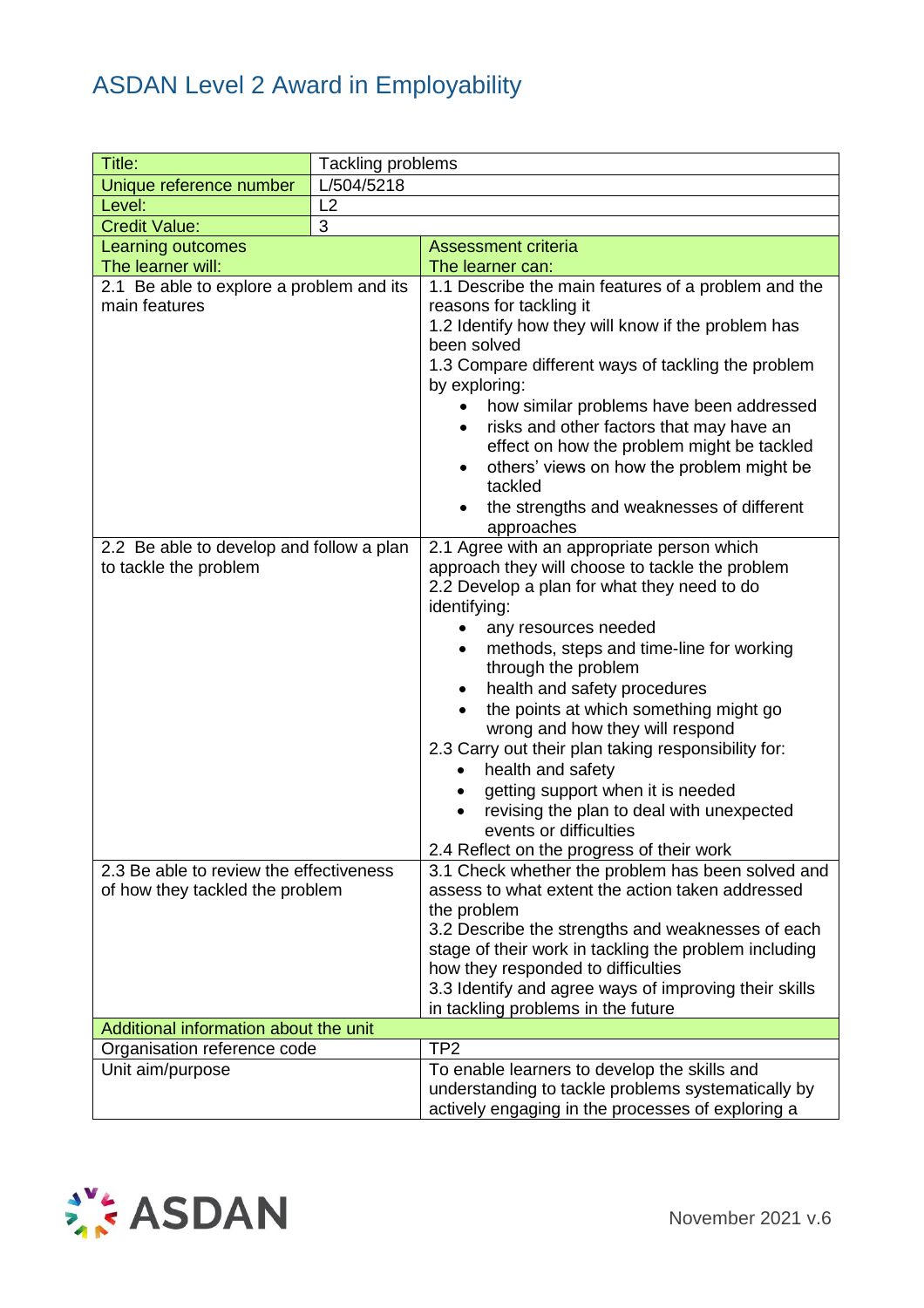# ASDAN Level 2 Award in Employability

| Title: | Tackling problems | |
|---|---|---|
| Unique reference number | L/504/5218 | |
| Level: | L2 | |
| Credit Value: | 3 | |
| Learning outcomes<br>The learner will: | | Assessment criteria<br>The learner can: |
| 2.1 Be able to explore a problem and its main features | | 1.1 Describe the main features of a problem and the reasons for tackling it<br>1.2 Identify how they will know if the problem has been solved<br>1.3 Compare different ways of tackling the problem by exploring:<br>• how similar problems have been addressed<br>• risks and other factors that may have an effect on how the problem might be tackled<br>• others' views on how the problem might be tackled<br>• the strengths and weaknesses of different approaches |
| 2.2 Be able to develop and follow a plan to tackle the problem | | 2.1 Agree with an appropriate person which approach they will choose to tackle the problem<br>2.2 Develop a plan for what they need to do identifying:<br>• any resources needed<br>• methods, steps and time-line for working through the problem<br>• health and safety procedures<br>• the points at which something might go wrong and how they will respond<br>2.3 Carry out their plan taking responsibility for:<br>• health and safety<br>• getting support when it is needed<br>• revising the plan to deal with unexpected events or difficulties<br>2.4 Reflect on the progress of their work |
| 2.3 Be able to review the effectiveness of how they tackled the problem | | 3.1 Check whether the problem has been solved and assess to what extent the action taken addressed the problem<br>3.2 Describe the strengths and weaknesses of each stage of their work in tackling the problem including how they responded to difficulties<br>3.3 Identify and agree ways of improving their skills in tackling problems in the future |
| Additional information about the unit | | |
| Organisation reference code | | TP2 |
| Unit aim/purpose | | To enable learners to develop the skills and understanding to tackle problems systematically by actively engaging in the processes of exploring a |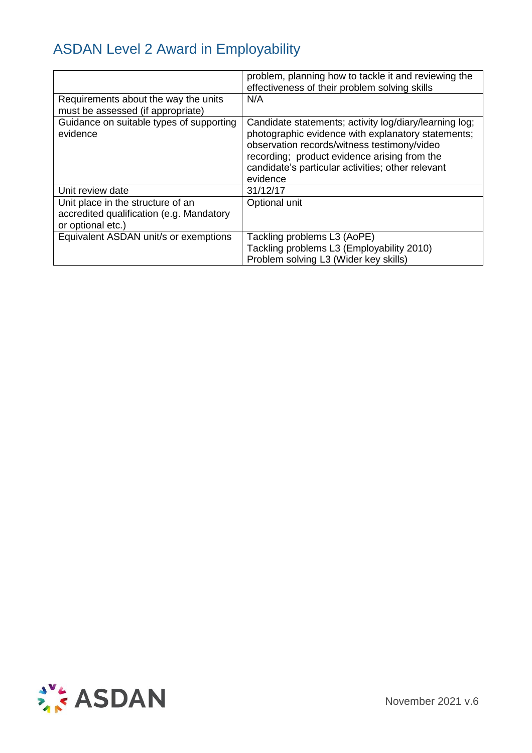| | |
|---|---|
| | problem, planning how to tackle it and reviewing the effectiveness of their problem solving skills |
| Requirements about the way the units must be assessed (if appropriate) | N/A |
| Guidance on suitable types of supporting evidence | Candidate statements; activity log/diary/learning log; photographic evidence with explanatory statements; observation records/witness testimony/video recording; product evidence arising from the candidate's particular activities; other relevant evidence |
| Unit review date | 31/12/17 |
| Unit place in the structure of an accredited qualification (e.g. Mandatory or optional etc.) | Optional unit |
| Equivalent ASDAN unit/s or exemptions | Tackling problems L3 (AoPE)<br>Tackling problems L3 (Employability 2010)<br>Problem solving L3 (Wider key skills) |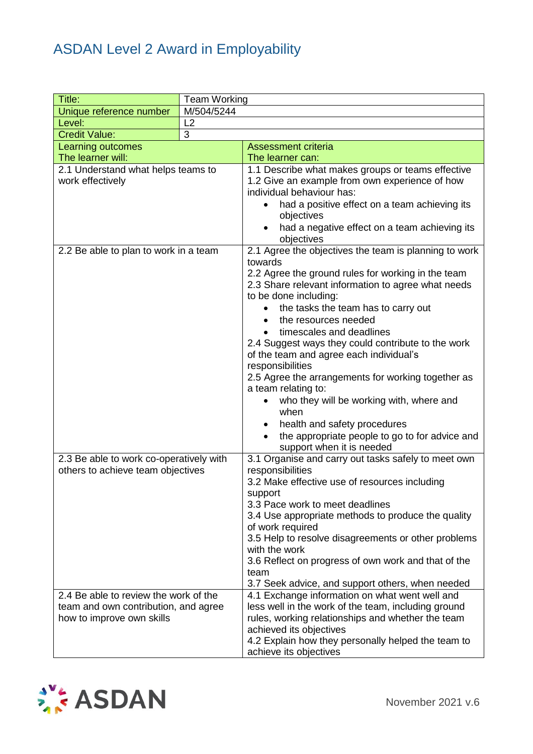# ASDAN Level 2 Award in Employability

| Title: | Team Working |
|---|---|
| Unique reference number | M/504/5244 |
| Level: | L2 |
| Credit Value: | 3 |

| Learning outcomes<br>The learner will: | Assessment criteria<br>The learner can: |
|---|---|
| 2.1 Understand what helps teams to work effectively | 1.1 Describe what makes groups or teams effective<br>1.2 Give an example from own experience of how individual behaviour has:<br>• had a positive effect on a team achieving its objectives<br>• had a negative effect on a team achieving its objectives |
| 2.2 Be able to plan to work in a team | 2.1 Agree the objectives the team is planning to work towards<br>2.2 Agree the ground rules for working in the team<br>2.3 Share relevant information to agree what needs to be done including:<br>• the tasks the team has to carry out<br>• the resources needed<br>• timescales and deadlines<br>2.4 Suggest ways they could contribute to the work of the team and agree each individual's responsibilities<br>2.5 Agree the arrangements for working together as a team relating to:<br>• who they will be working with, where and when<br>• health and safety procedures<br>• the appropriate people to go to for advice and support when it is needed |
| 2.3 Be able to work co-operatively with others to achieve team objectives | 3.1 Organise and carry out tasks safely to meet own responsibilities<br>3.2 Make effective use of resources including support<br>3.3 Pace work to meet deadlines<br>3.4 Use appropriate methods to produce the quality of work required<br>3.5 Help to resolve disagreements or other problems with the work<br>3.6 Reflect on progress of own work and that of the team<br>3.7 Seek advice, and support others, when needed |
| 2.4 Be able to review the work of the team and own contribution, and agree how to improve own skills | 4.1 Exchange information on what went well and less well in the work of the team, including ground rules, working relationships and whether the team achieved its objectives<br>4.2 Explain how they personally helped the team to achieve its objectives |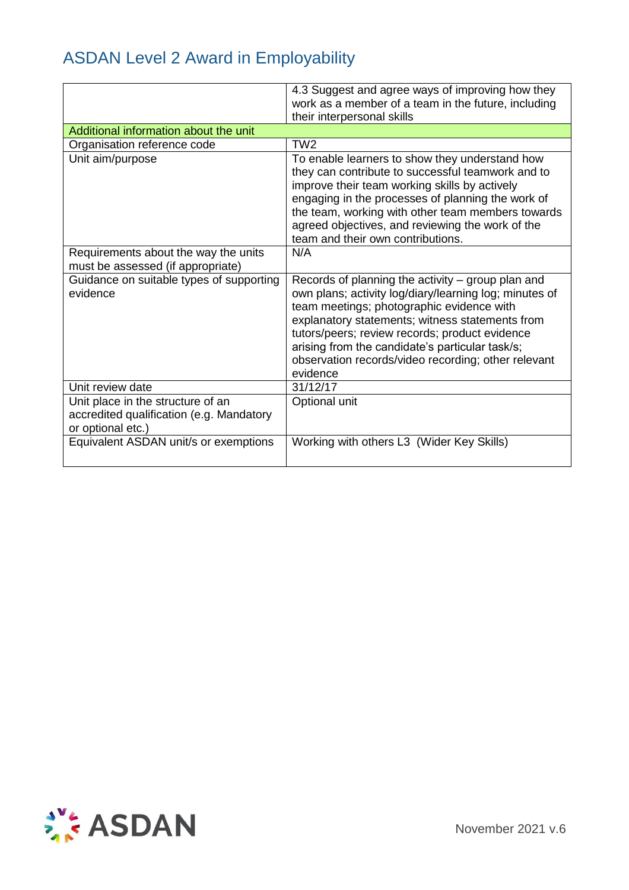| | 4.3 Suggest and agree ways of improving how they work as a member of a team in the future, including their interpersonal skills |
|---|---|
| **Additional information about the unit** | |
| Organisation reference code | TW2 |
| Unit aim/purpose | To enable learners to show they understand how they can contribute to successful teamwork and to improve their team working skills by actively engaging in the processes of planning the work of the team, working with other team members towards agreed objectives, and reviewing the work of the team and their own contributions. |
| Requirements about the way the units must be assessed (if appropriate) | N/A |
| Guidance on suitable types of supporting evidence | Records of planning the activity – group plan and own plans; activity log/diary/learning log; minutes of team meetings; photographic evidence with explanatory statements; witness statements from tutors/peers; review records; product evidence arising from the candidate's particular task/s; observation records/video recording; other relevant evidence |
| Unit review date | 31/12/17 |
| Unit place in the structure of an accredited qualification (e.g. Mandatory or optional etc.) | Optional unit |
| Equivalent ASDAN unit/s or exemptions | Working with others L3 (Wider Key Skills) |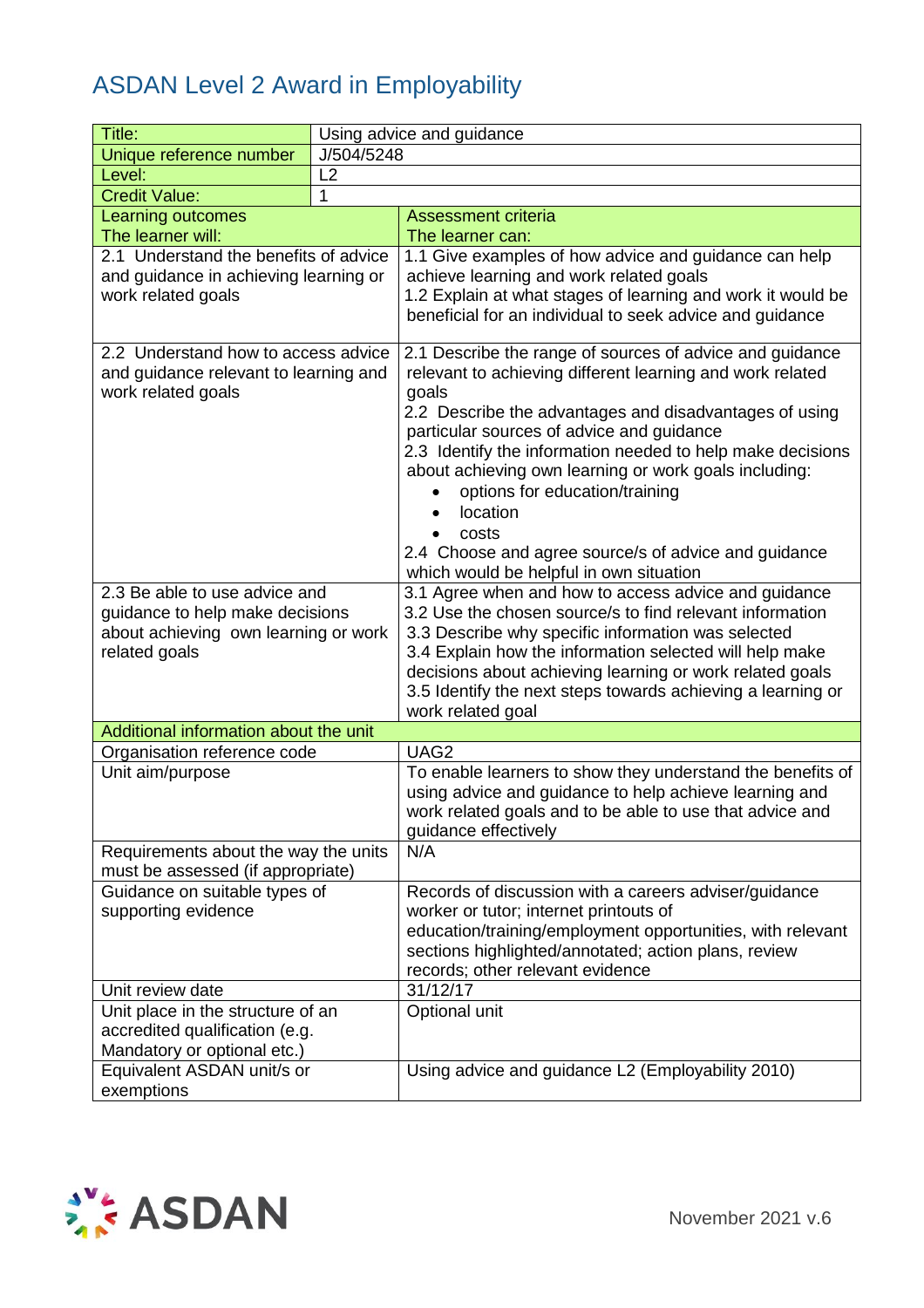# ASDAN Level 2 Award in Employability

| Title: | Using advice and guidance |
|---|---|
| Unique reference number | J/504/5248 |
| Level: | L2 |
| Credit Value: | 1 |

| Learning outcomes<br>The learner will: | Assessment criteria<br>The learner can: |
|---|---|
| 2.1 Understand the benefits of advice and guidance in achieving learning or work related goals | 1.1 Give examples of how advice and guidance can help achieve learning and work related goals<br>1.2 Explain at what stages of learning and work it would be beneficial for an individual to seek advice and guidance |
| 2.2 Understand how to access advice and guidance relevant to learning and work related goals | 2.1 Describe the range of sources of advice and guidance relevant to achieving different learning and work related goals<br>2.2 Describe the advantages and disadvantages of using particular sources of advice and guidance<br>2.3 Identify the information needed to help make decisions about achieving own learning or work goals including:<br>• options for education/training<br>• location<br>• costs<br>2.4 Choose and agree source/s of advice and guidance which would be helpful in own situation |
| 2.3 Be able to use advice and guidance to help make decisions about achieving own learning or work related goals | 3.1 Agree when and how to access advice and guidance<br>3.2 Use the chosen source/s to find relevant information<br>3.3 Describe why specific information was selected<br>3.4 Explain how the information selected will help make decisions about achieving learning or work related goals<br>3.5 Identify the next steps towards achieving a learning or work related goal |
| **Additional information about the unit** | |
| Organisation reference code | UAG2 |
| Unit aim/purpose | To enable learners to show they understand the benefits of using advice and guidance to help achieve learning and work related goals and to be able to use that advice and guidance effectively |
| Requirements about the way the units must be assessed (if appropriate) | N/A |
| Guidance on suitable types of supporting evidence | Records of discussion with a careers adviser/guidance worker or tutor; internet printouts of education/training/employment opportunities, with relevant sections highlighted/annotated; action plans, review records; other relevant evidence |
| Unit review date | 31/12/17 |
| Unit place in the structure of an accredited qualification (e.g. Mandatory or optional etc.) | Optional unit |
| Equivalent ASDAN unit/s or exemptions | Using advice and guidance L2 (Employability 2010) |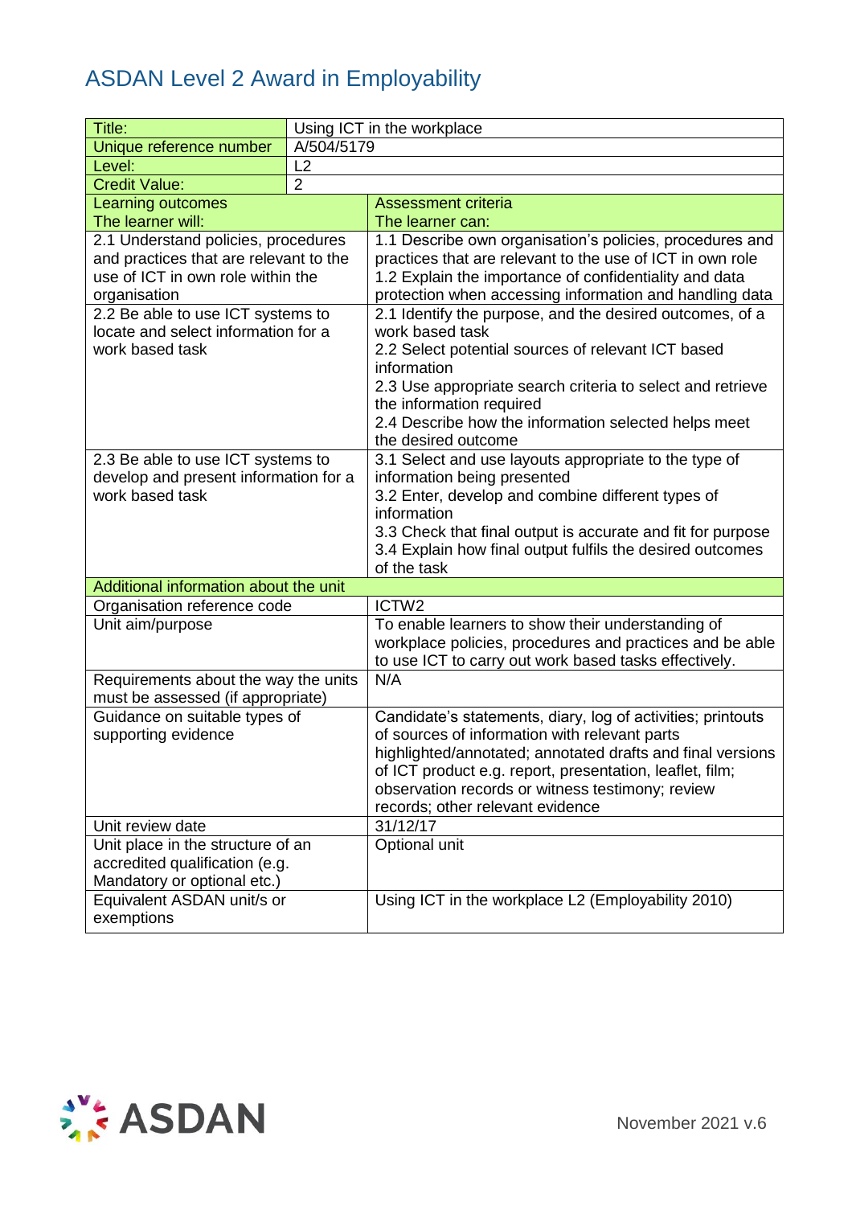# ASDAN Level 2 Award in Employability

| Title: | Using ICT in the workplace |
|---|---|
| Unique reference number | A/504/5179 |
| Level: | L2 |
| Credit Value: | 2 |

| Learning outcomes<br>The learner will: | Assessment criteria<br>The learner can: |
|---|---|
| 2.1 Understand policies, procedures and practices that are relevant to the use of ICT in own role within the organisation | 1.1 Describe own organisation's policies, procedures and practices that are relevant to the use of ICT in own role<br>1.2 Explain the importance of confidentiality and data protection when accessing information and handling data |
| 2.2 Be able to use ICT systems to locate and select information for a work based task | 2.1 Identify the purpose, and the desired outcomes, of a work based task<br>2.2 Select potential sources of relevant ICT based information<br>2.3 Use appropriate search criteria to select and retrieve the information required<br>2.4 Describe how the information selected helps meet the desired outcome |
| 2.3 Be able to use ICT systems to develop and present information for a work based task | 3.1 Select and use layouts appropriate to the type of information being presented<br>3.2 Enter, develop and combine different types of information<br>3.3 Check that final output is accurate and fit for purpose<br>3.4 Explain how final output fulfils the desired outcomes of the task |
| **Additional information about the unit** | |
| Organisation reference code | ICTW2 |
| Unit aim/purpose | To enable learners to show their understanding of workplace policies, procedures and practices and be able to use ICT to carry out work based tasks effectively. |
| Requirements about the way the units must be assessed (if appropriate) | N/A |
| Guidance on suitable types of supporting evidence | Candidate's statements, diary, log of activities; printouts of sources of information with relevant parts highlighted/annotated; annotated drafts and final versions of ICT product e.g. report, presentation, leaflet, film; observation records or witness testimony; review records; other relevant evidence |
| Unit review date | 31/12/17 |
| Unit place in the structure of an accredited qualification (e.g. Mandatory or optional etc.) | Optional unit |
| Equivalent ASDAN unit/s or exemptions | Using ICT in the workplace L2 (Employability 2010) |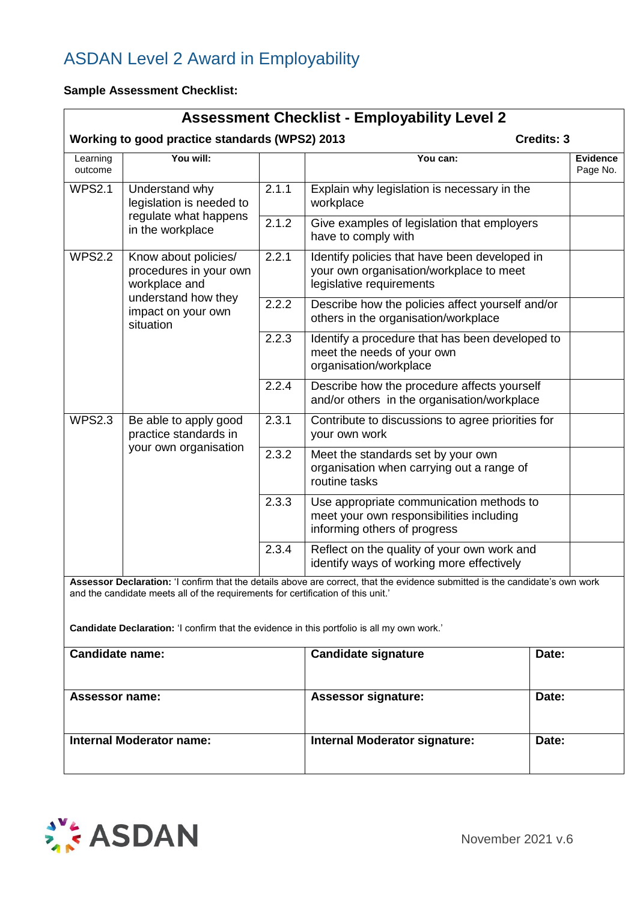# ASDAN Level 2 Award in Employability

**Sample Assessment Checklist:**

| **Assessment Checklist - Employability Level 2** | | | | |
|---|---|---|---|---|
| **Working to good practice standards (WPS2) 2013** | | | **Credits: 3** | |
| Learning outcome | **You will:** | | **You can:** | **Evidence Page No.** |
| WPS2.1 | Understand why legislation is needed to regulate what happens in the workplace | 2.1.1 | Explain why legislation is necessary in the workplace | |
| | | 2.1.2 | Give examples of legislation that employers have to comply with | |
| WPS2.2 | Know about policies/ procedures in your own workplace and understand how they impact on your own situation | 2.2.1 | Identify policies that have been developed in your own organisation/workplace to meet legislative requirements | |
| | | 2.2.2 | Describe how the policies affect yourself and/or others in the organisation/workplace | |
| | | 2.2.3 | Identify a procedure that has been developed to meet the needs of your own organisation/workplace | |
| | | 2.2.4 | Describe how the procedure affects yourself and/or others in the organisation/workplace | |
| WPS2.3 | Be able to apply good practice standards in your own organisation | 2.3.1 | Contribute to discussions to agree priorities for your own work | |
| | | 2.3.2 | Meet the standards set by your own organisation when carrying out a range of routine tasks | |
| | | 2.3.3 | Use appropriate communication methods to meet your own responsibilities including informing others of progress | |
| | | 2.3.4 | Reflect on the quality of your own work and identify ways of working more effectively | |

**Assessor Declaration:** 'I confirm that the details above are correct, that the evidence submitted is the candidate's own work and the candidate meets all of the requirements for certification of this unit.'

**Candidate Declaration:** 'I confirm that the evidence in this portfolio is all my own work.'

| **Candidate name:** | **Candidate signature** | **Date:** |
|---|---|---|
| **Assessor name:** | **Assessor signature:** | **Date:** |
| **Internal Moderator name:** | **Internal Moderator signature:** | **Date:** |